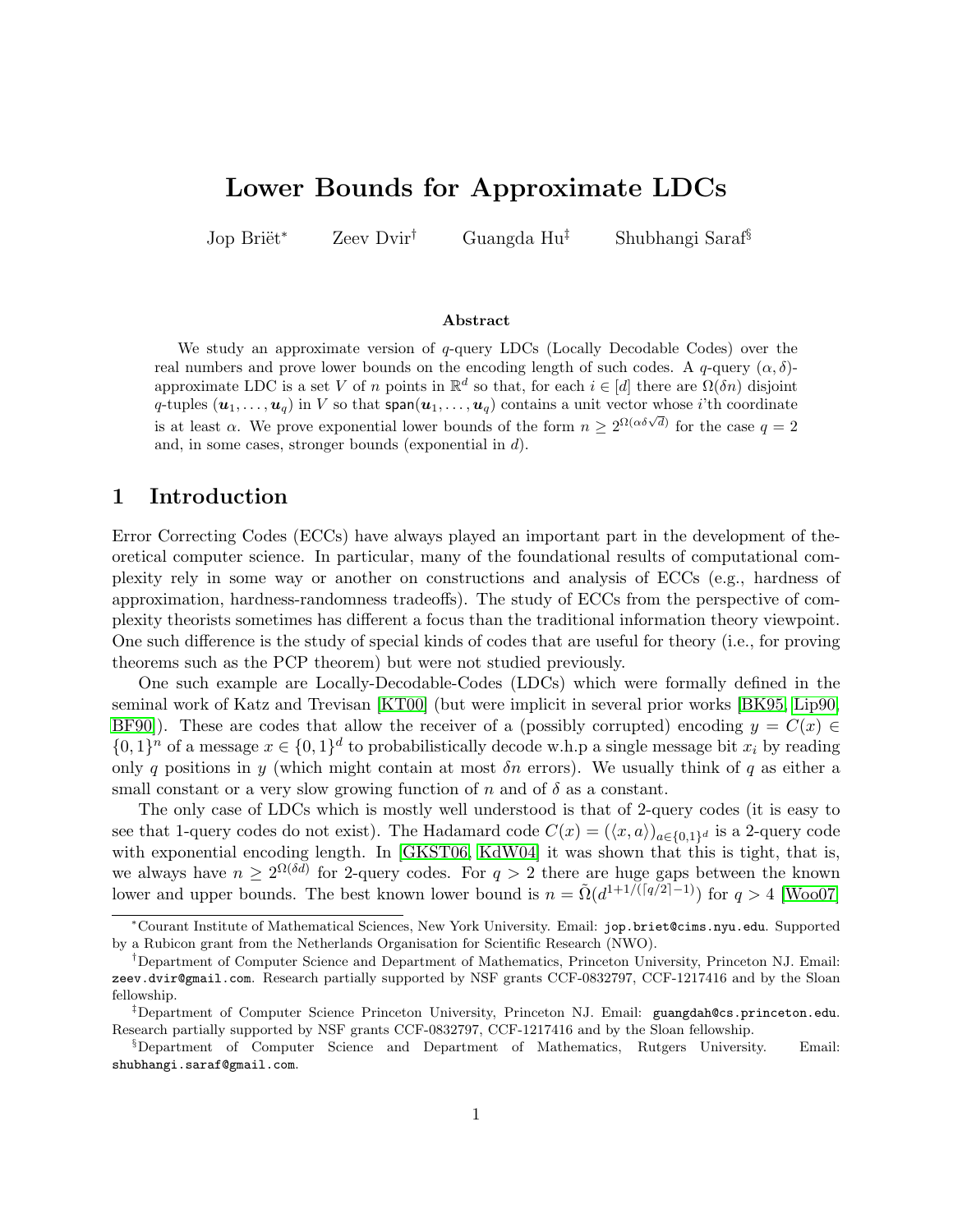# Lower Bounds for Approximate LDCs

Jop Briët[*] Zeev Dvir[†] Guangda Hu[‡] Shubhangi Saraf[§]

### Abstract

We study an approximate version of $q$-query LDCs (Locally Decodable Codes) over the real numbers and prove lower bounds on the encoding length of such codes. A $q$-query $(\alpha, \delta)$-approximate LDC is a set $V$ of $n$ points in $\mathbb{R}^d$ so that, for each $i \in [d]$ there are $\Omega(\delta n)$ disjoint $q$-tuples $(\boldsymbol{u}_1, \ldots, \boldsymbol{u}_q)$ in $V$ so that $\mathsf{span}(\boldsymbol{u}_1, \ldots, \boldsymbol{u}_q)$ contains a unit vector whose $i$'th coordinate is at least $\alpha$. We prove exponential lower bounds of the form $n \geq 2^{\Omega(\alpha\delta\sqrt{d})}$ for the case $q = 2$ and, in some cases, stronger bounds (exponential in $d$).

## 1 Introduction

Error Correcting Codes (ECCs) have always played an important part in the development of theoretical computer science. In particular, many of the foundational results of computational complexity rely in some way or another on constructions and analysis of ECCs (e.g., hardness of approximation, hardness-randomness tradeoffs). The study of ECCs from the perspective of complexity theorists sometimes has different a focus than the traditional information theory viewpoint. One such difference is the study of special kinds of codes that are useful for theory (i.e., for proving theorems such as the PCP theorem) but were not studied previously.

One such example are Locally-Decodable-Codes (LDCs) which were formally defined in the seminal work of Katz and Trevisan [KT00] (but were implicit in several prior works [BK95, Lip90, BF90]). These are codes that allow the receiver of a (possibly corrupted) encoding $y = C(x) \in \{0,1\}^n$ of a message $x \in \{0,1\}^d$ to probabilistically decode w.h.p a single message bit $x_i$ by reading only $q$ positions in $y$ (which might contain at most $\delta n$ errors). We usually think of $q$ as either a small constant or a very slow growing function of $n$ and of $\delta$ as a constant.

The only case of LDCs which is mostly well understood is that of 2-query codes (it is easy to see that 1-query codes do not exist). The Hadamard code $C(x) = (\langle x, a\rangle)_{a \in \{0,1\}^d}$ is a 2-query code with exponential encoding length. In [GKST06, KdW04] it was shown that this is tight, that is, we always have $n \geq 2^{\Omega(\delta d)}$ for 2-query codes. For $q > 2$ there are huge gaps between the known lower and upper bounds. The best known lower bound is $n = \tilde{\Omega}(d^{1+1/(\lceil q/2 \rceil - 1)})$ for $q > 4$ [Woo07]

---

[*] Courant Institute of Mathematical Sciences, New York University. Email: jop.briet@cims.nyu.edu. Supported by a Rubicon grant from the Netherlands Organisation for Scientific Research (NWO).

[†] Department of Computer Science and Department of Mathematics, Princeton University, Princeton NJ. Email: zeev.dvir@gmail.com. Research partially supported by NSF grants CCF-0832797, CCF-1217416 and by the Sloan fellowship.

[‡] Department of Computer Science Princeton University, Princeton NJ. Email: guangdah@cs.princeton.edu. Research partially supported by NSF grants CCF-0832797, CCF-1217416 and by the Sloan fellowship.

[§] Department of Computer Science and Department of Mathematics, Rutgers University. Email: shubhangi.saraf@gmail.com.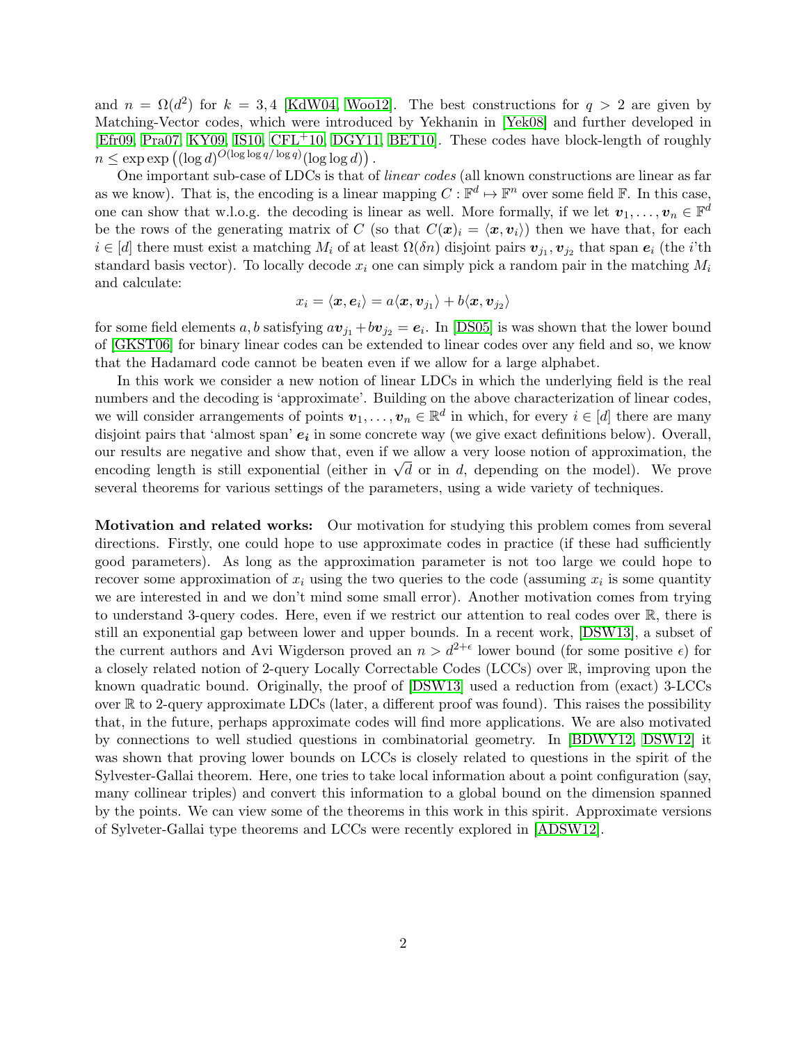and $n = \Omega(d^2)$ for $k = 3, 4$ [KdW04, Woo12]. The best constructions for $q > 2$ are given by Matching-Vector codes, which were introduced by Yekhanin in [Yek08] and further developed in [Efr09, Pra07, KY09, IS10, CFL+10, DGY11, BET10]. These codes have block-length of roughly $n \leq \exp\exp\left((\log d)^{O(\log\log q/\log q)}(\log\log d)\right)$.

One important sub-case of LDCs is that of *linear codes* (all known constructions are linear as far as we know). That is, the encoding is a linear mapping $C : \mathbb{F}^d \mapsto \mathbb{F}^n$ over some field $\mathbb{F}$. In this case, one can show that w.l.o.g. the decoding is linear as well. More formally, if we let $\boldsymbol{v}_1, \ldots, \boldsymbol{v}_n \in \mathbb{F}^d$ be the rows of the generating matrix of $C$ (so that $C(\boldsymbol{x})_i = \langle \boldsymbol{x}, \boldsymbol{v}_i \rangle$) then we have that, for each $i \in [d]$ there must exist a matching $M_i$ of at least $\Omega(\delta n)$ disjoint pairs $\boldsymbol{v}_{j_1}, \boldsymbol{v}_{j_2}$ that span $\boldsymbol{e}_i$ (the $i$'th standard basis vector). To locally decode $x_i$ one can simply pick a random pair in the matching $M_i$ and calculate:

$$x_i = \langle \boldsymbol{x}, \boldsymbol{e}_i \rangle = a\langle \boldsymbol{x}, \boldsymbol{v}_{j_1} \rangle + b\langle \boldsymbol{x}, \boldsymbol{v}_{j_2} \rangle$$

for some field elements $a, b$ satisfying $a\boldsymbol{v}_{j_1} + b\boldsymbol{v}_{j_2} = \boldsymbol{e}_i$. In [DS05] is was shown that the lower bound of [GKST06] for binary linear codes can be extended to linear codes over any field and so, we know that the Hadamard code cannot be beaten even if we allow for a large alphabet.

In this work we consider a new notion of linear LDCs in which the underlying field is the real numbers and the decoding is 'approximate'. Building on the above characterization of linear codes, we will consider arrangements of points $\boldsymbol{v}_1, \ldots, \boldsymbol{v}_n \in \mathbb{R}^d$ in which, for every $i \in [d]$ there are many disjoint pairs that 'almost span' $\boldsymbol{e_i}$ in some concrete way (we give exact definitions below). Overall, our results are negative and show that, even if we allow a very loose notion of approximation, the encoding length is still exponential (either in $\sqrt{d}$ or in $d$, depending on the model). We prove several theorems for various settings of the parameters, using a wide variety of techniques.

**Motivation and related works:** Our motivation for studying this problem comes from several directions. Firstly, one could hope to use approximate codes in practice (if these had sufficiently good parameters). As long as the approximation parameter is not too large we could hope to recover some approximation of $x_i$ using the two queries to the code (assuming $x_i$ is some quantity we are interested in and we don't mind some small error). Another motivation comes from trying to understand 3-query codes. Here, even if we restrict our attention to real codes over $\mathbb{R}$, there is still an exponential gap between lower and upper bounds. In a recent work, [DSW13], a subset of the current authors and Avi Wigderson proved an $n > d^{2+\epsilon}$ lower bound (for some positive $\epsilon$) for a closely related notion of 2-query Locally Correctable Codes (LCCs) over $\mathbb{R}$, improving upon the known quadratic bound. Originally, the proof of [DSW13] used a reduction from (exact) 3-LCCs over $\mathbb{R}$ to 2-query approximate LDCs (later, a different proof was found). This raises the possibility that, in the future, perhaps approximate codes will find more applications. We are also motivated by connections to well studied questions in combinatorial geometry. In [BDWY12, DSW12] it was shown that proving lower bounds on LCCs is closely related to questions in the spirit of the Sylvester-Gallai theorem. Here, one tries to take local information about a point configuration (say, many collinear triples) and convert this information to a global bound on the dimension spanned by the points. We can view some of the theorems in this work in this spirit. Approximate versions of Sylveter-Gallai type theorems and LCCs were recently explored in [ADSW12].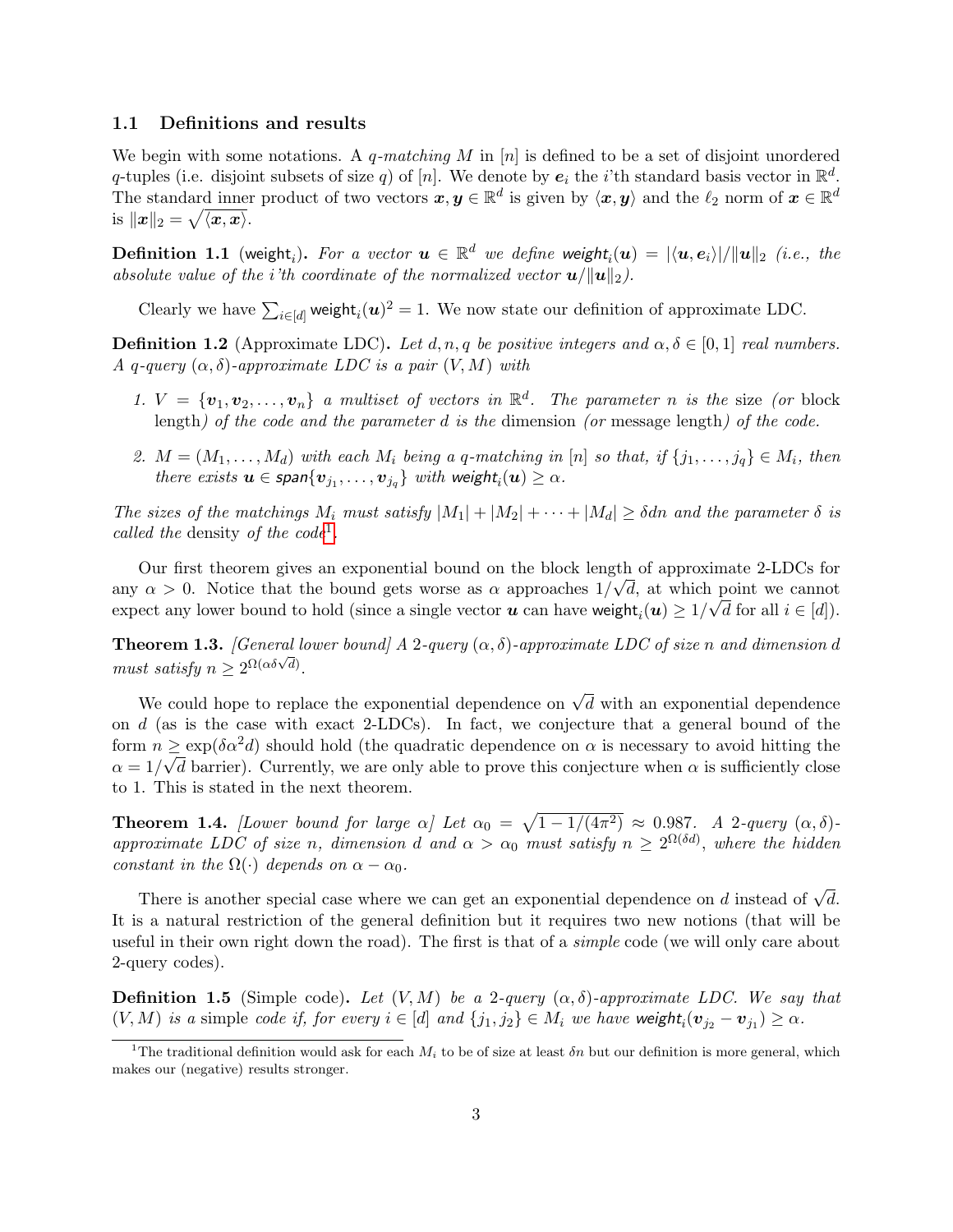### 1.1 Definitions and results

We begin with some notations. A *q-matching* $M$ in $[n]$ is defined to be a set of disjoint unordered $q$-tuples (i.e. disjoint subsets of size $q$) of $[n]$. We denote by $\boldsymbol{e}_i$ the $i$'th standard basis vector in $\mathbb{R}^d$. The standard inner product of two vectors $\boldsymbol{x}, \boldsymbol{y} \in \mathbb{R}^d$ is given by $\langle \boldsymbol{x}, \boldsymbol{y} \rangle$ and the $\ell_2$ norm of $\boldsymbol{x} \in \mathbb{R}^d$ is $\|\boldsymbol{x}\|_2 = \sqrt{\langle \boldsymbol{x}, \boldsymbol{x} \rangle}$.

**Definition 1.1** (weight$_i$). *For a vector $\boldsymbol{u} \in \mathbb{R}^d$ we define $\textsf{weight}_i(\boldsymbol{u}) = |\langle \boldsymbol{u}, \boldsymbol{e}_i \rangle| / \|\boldsymbol{u}\|_2$ (i.e., the absolute value of the $i$'th coordinate of the normalized vector $\boldsymbol{u}/\|\boldsymbol{u}\|_2$).*

Clearly we have $\sum_{i \in [d]} \textsf{weight}_i(\boldsymbol{u})^2 = 1$. We now state our definition of approximate LDC.

**Definition 1.2** (Approximate LDC). *Let $d, n, q$ be positive integers and $\alpha, \delta \in [0, 1]$ real numbers. A $q$-query $(\alpha, \delta)$-approximate LDC is a pair $(V, M)$ with*

1. *$V = \{\boldsymbol{v}_1, \boldsymbol{v}_2, \ldots, \boldsymbol{v}_n\}$ a multiset of vectors in $\mathbb{R}^d$. The parameter $n$ is the* size *(or* block length*) of the code and the parameter $d$ is the* dimension *(or* message length*) of the code.*
2. *$M = (M_1, \ldots, M_d)$ with each $M_i$ being a $q$-matching in $[n]$ so that, if $\{j_1, \ldots, j_q\} \in M_i$, then there exists $\boldsymbol{u} \in \textsf{span}\{\boldsymbol{v}_{j_1}, \ldots, \boldsymbol{v}_{j_q}\}$ with $\textsf{weight}_i(\boldsymbol{u}) \geq \alpha$.*

*The sizes of the matchings $M_i$ must satisfy $|M_1| + |M_2| + \cdots + |M_d| \geq \delta d n$ and the parameter $\delta$ is called the* density *of the code*[1].

Our first theorem gives an exponential bound on the block length of approximate 2-LDCs for any $\alpha > 0$. Notice that the bound gets worse as $\alpha$ approaches $1/\sqrt{d}$, at which point we cannot expect any lower bound to hold (since a single vector $\boldsymbol{u}$ can have $\textsf{weight}_i(\boldsymbol{u}) \geq 1/\sqrt{d}$ for all $i \in [d]$).

**Theorem 1.3.** *[General lower bound] A 2-query $(\alpha, \delta)$-approximate LDC of size $n$ and dimension $d$ must satisfy $n \geq 2^{\Omega(\alpha\delta\sqrt{d})}$.*

We could hope to replace the exponential dependence on $\sqrt{d}$ with an exponential dependence on $d$ (as is the case with exact 2-LDCs). In fact, we conjecture that a general bound of the form $n \geq \exp(\delta\alpha^2 d)$ should hold (the quadratic dependence on $\alpha$ is necessary to avoid hitting the $\alpha = 1/\sqrt{d}$ barrier). Currently, we are only able to prove this conjecture when $\alpha$ is sufficiently close to 1. This is stated in the next theorem.

**Theorem 1.4.** *[Lower bound for large $\alpha$] Let $\alpha_0 = \sqrt{1 - 1/(4\pi^2)} \approx 0.987$. A 2-query $(\alpha, \delta)$-approximate LDC of size $n$, dimension $d$ and $\alpha > \alpha_0$ must satisfy $n \geq 2^{\Omega(\delta d)}$, where the hidden constant in the $\Omega(\cdot)$ depends on $\alpha - \alpha_0$.*

There is another special case where we can get an exponential dependence on $d$ instead of $\sqrt{d}$. It is a natural restriction of the general definition but it requires two new notions (that will be useful in their own right down the road). The first is that of a *simple* code (we will only care about 2-query codes).

**Definition 1.5** (Simple code). *Let $(V, M)$ be a 2-query $(\alpha, \delta)$-approximate LDC. We say that $(V, M)$ is a* simple *code if, for every $i \in [d]$ and $\{j_1, j_2\} \in M_i$ we have $\textsf{weight}_i(\boldsymbol{v}_{j_2} - \boldsymbol{v}_{j_1}) \geq \alpha$.*

[1] The traditional definition would ask for each $M_i$ to be of size at least $\delta n$ but our definition is more general, which makes our (negative) results stronger.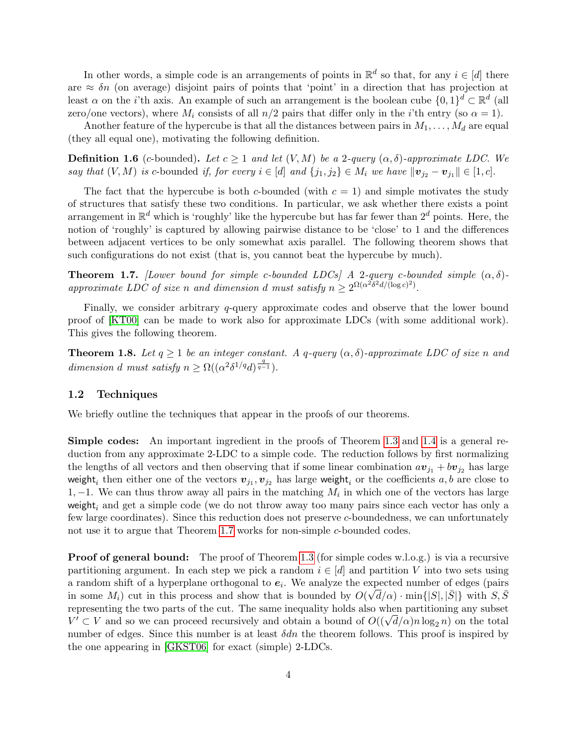In other words, a simple code is an arrangements of points in $\mathbb{R}^d$ so that, for any $i \in [d]$ there are $\approx \delta n$ (on average) disjoint pairs of points that 'point' in a direction that has projection at least $\alpha$ on the $i$'th axis. An example of such an arrangement is the boolean cube $\{0,1\}^d \subset \mathbb{R}^d$ (all zero/one vectors), where $M_i$ consists of all $n/2$ pairs that differ only in the $i$'th entry (so $\alpha = 1$).

Another feature of the hypercube is that all the distances between pairs in $M_1, \ldots, M_d$ are equal (they all equal one), motivating the following definition.

**Definition 1.6** ($c$-bounded)**.** *Let $c \geq 1$ and let $(V, M)$ be a 2-query $(\alpha, \delta)$-approximate LDC. We say that $(V, M)$ is $c$-bounded if, for every $i \in [d]$ and $\{j_1, j_2\} \in M_i$ we have $\|\boldsymbol{v}_{j_2} - \boldsymbol{v}_{j_1}\| \in [1, c]$.*

The fact that the hypercube is both $c$-bounded (with $c = 1$) and simple motivates the study of structures that satisfy these two conditions. In particular, we ask whether there exists a point arrangement in $\mathbb{R}^d$ which is 'roughly' like the hypercube but has far fewer than $2^d$ points. Here, the notion of 'roughly' is captured by allowing pairwise distance to be 'close' to 1 and the differences between adjacent vertices to be only somewhat axis parallel. The following theorem shows that such configurations do not exist (that is, you cannot beat the hypercube by much).

**Theorem 1.7.** *[Lower bound for simple $c$-bounded LDCs] A 2-query $c$-bounded simple $(\alpha, \delta)$-approximate LDC of size $n$ and dimension $d$ must satisfy $n \geq 2^{\Omega(\alpha^2 \delta^2 d/(\log c)^2)}$.*

Finally, we consider arbitrary $q$-query approximate codes and observe that the lower bound proof of [KT00] can be made to work also for approximate LDCs (with some additional work). This gives the following theorem.

**Theorem 1.8.** *Let $q \geq 1$ be an integer constant. A $q$-query $(\alpha, \delta)$-approximate LDC of size $n$ and dimension $d$ must satisfy $n \geq \Omega((\alpha^2 \delta^{1/q} d)^{\frac{q}{q-1}})$.*

## 1.2 Techniques

We briefly outline the techniques that appear in the proofs of our theorems.

**Simple codes:** An important ingredient in the proofs of Theorem 1.3 and 1.4 is a general reduction from any approximate 2-LDC to a simple code. The reduction follows by first normalizing the lengths of all vectors and then observing that if some linear combination $a\boldsymbol{v}_{j_1} + b\boldsymbol{v}_{j_2}$ has large $\mathsf{weight}_i$ then either one of the vectors $\boldsymbol{v}_{j_1}, \boldsymbol{v}_{j_2}$ has large $\mathsf{weight}_i$ or the coefficients $a, b$ are close to $1, -1$. We can thus throw away all pairs in the matching $M_i$ in which one of the vectors has large $\mathsf{weight}_i$ and get a simple code (we do not throw away too many pairs since each vector has only a few large coordinates). Since this reduction does not preserve $c$-boundedness, we can unfortunately not use it to argue that Theorem 1.7 works for non-simple $c$-bounded codes.

**Proof of general bound:** The proof of Theorem 1.3 (for simple codes w.l.o.g.) is via a recursive partitioning argument. In each step we pick a random $i \in [d]$ and partition $V$ into two sets using a random shift of a hyperplane orthogonal to $\boldsymbol{e}_i$. We analyze the expected number of edges (pairs in some $M_i$) cut in this process and show that is bounded by $O(\sqrt{d}/\alpha) \cdot \min\{|S|, |\bar{S}|\}$ with $S, \bar{S}$ representing the two parts of the cut. The same inequality holds also when partitioning any subset $V' \subset V$ and so we can proceed recursively and obtain a bound of $O((\sqrt{d}/\alpha) n \log_2 n)$ on the total number of edges. Since this number is at least $\delta dn$ the theorem follows. This proof is inspired by the one appearing in [GKST06] for exact (simple) 2-LDCs.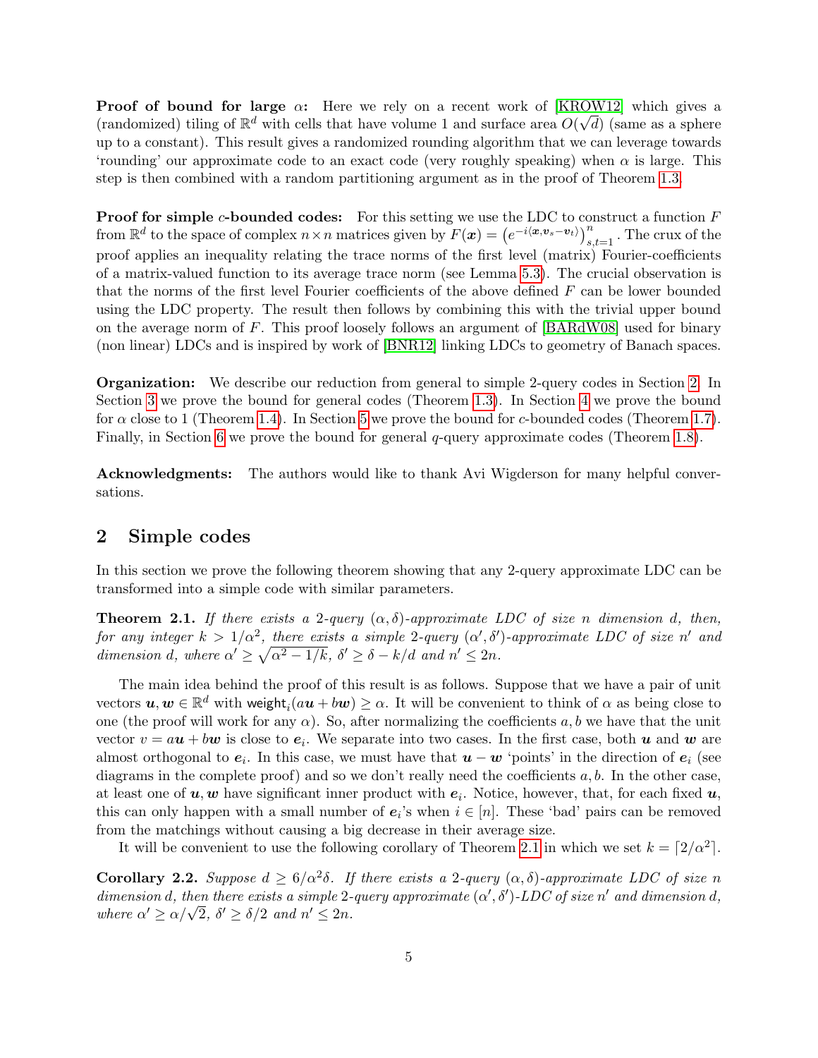**Proof of bound for large $\alpha$:** Here we rely on a recent work of [KROW12] which gives a (randomized) tiling of $\mathbb{R}^d$ with cells that have volume 1 and surface area $O(\sqrt{d})$ (same as a sphere up to a constant). This result gives a randomized rounding algorithm that we can leverage towards 'rounding' our approximate code to an exact code (very roughly speaking) when $\alpha$ is large. This step is then combined with a random partitioning argument as in the proof of Theorem 1.3.

**Proof for simple $c$-bounded codes:** For this setting we use the LDC to construct a function $F$ from $\mathbb{R}^d$ to the space of complex $n \times n$ matrices given by $F(\boldsymbol{x}) = \left(e^{-i\langle \boldsymbol{x}, \boldsymbol{v}_s - \boldsymbol{v}_t \rangle}\right)_{s,t=1}^n$. The crux of the proof applies an inequality relating the trace norms of the first level (matrix) Fourier-coefficients of a matrix-valued function to its average trace norm (see Lemma 5.3). The crucial observation is that the norms of the first level Fourier coefficients of the above defined $F$ can be lower bounded using the LDC property. The result then follows by combining this with the trivial upper bound on the average norm of $F$. This proof loosely follows an argument of [BARdW08] used for binary (non linear) LDCs and is inspired by work of [BNR12] linking LDCs to geometry of Banach spaces.

**Organization:** We describe our reduction from general to simple 2-query codes in Section 2. In Section 3 we prove the bound for general codes (Theorem 1.3). In Section 4 we prove the bound for $\alpha$ close to 1 (Theorem 1.4). In Section 5 we prove the bound for $c$-bounded codes (Theorem 1.7). Finally, in Section 6 we prove the bound for general $q$-query approximate codes (Theorem 1.8).

**Acknowledgments:** The authors would like to thank Avi Wigderson for many helpful conversations.

## 2 Simple codes

In this section we prove the following theorem showing that any 2-query approximate LDC can be transformed into a simple code with similar parameters.

**Theorem 2.1.** *If there exists a 2-query $(\alpha, \delta)$-approximate LDC of size $n$ dimension $d$, then, for any integer $k > 1/\alpha^2$, there exists a simple 2-query $(\alpha', \delta')$-approximate LDC of size $n'$ and dimension $d$, where $\alpha' \geq \sqrt{\alpha^2 - 1/k}$, $\delta' \geq \delta - k/d$ and $n' \leq 2n$.*

The main idea behind the proof of this result is as follows. Suppose that we have a pair of unit vectors $\boldsymbol{u}, \boldsymbol{w} \in \mathbb{R}^d$ with $\mathsf{weight}_i(a\boldsymbol{u} + b\boldsymbol{w}) \geq \alpha$. It will be convenient to think of $\alpha$ as being close to one (the proof will work for any $\alpha$). So, after normalizing the coefficients $a, b$ we have that the unit vector $v = a\boldsymbol{u} + b\boldsymbol{w}$ is close to $\boldsymbol{e}_i$. We separate into two cases. In the first case, both $\boldsymbol{u}$ and $\boldsymbol{w}$ are almost orthogonal to $\boldsymbol{e}_i$. In this case, we must have that $\boldsymbol{u} - \boldsymbol{w}$ 'points' in the direction of $\boldsymbol{e}_i$ (see diagrams in the complete proof) and so we don't really need the coefficients $a, b$. In the other case, at least one of $\boldsymbol{u}, \boldsymbol{w}$ have significant inner product with $\boldsymbol{e}_i$. Notice, however, that, for each fixed $\boldsymbol{u}$, this can only happen with a small number of $\boldsymbol{e}_i$'s when $i \in [n]$. These 'bad' pairs can be removed from the matchings without causing a big decrease in their average size.

It will be convenient to use the following corollary of Theorem 2.1 in which we set $k = \lceil 2/\alpha^2 \rceil$.

**Corollary 2.2.** *Suppose $d \geq 6/\alpha^2\delta$. If there exists a 2-query $(\alpha, \delta)$-approximate LDC of size $n$ dimension $d$, then there exists a simple 2-query approximate $(\alpha', \delta')$-LDC of size $n'$ and dimension $d$, where $\alpha' \geq \alpha/\sqrt{2}$, $\delta' \geq \delta/2$ and $n' \leq 2n$.*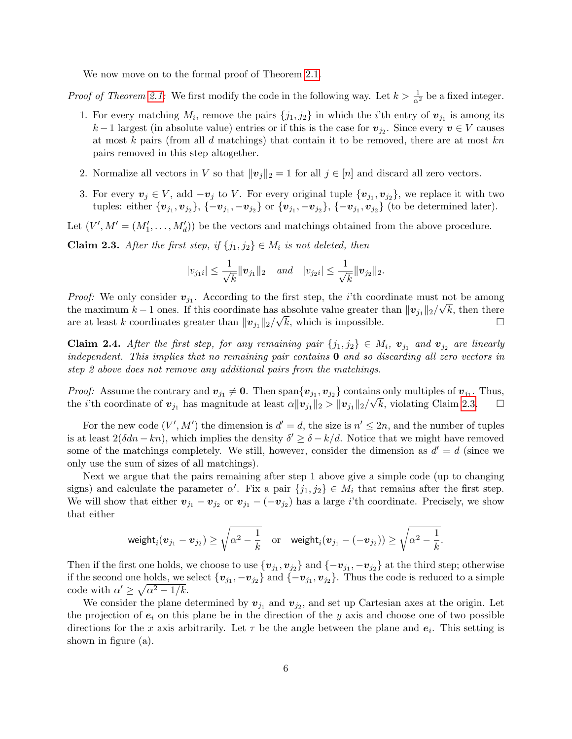We now move on to the formal proof of Theorem 2.1.

*Proof of Theorem 2.1:* We first modify the code in the following way. Let $k > \frac{1}{\alpha^2}$ be a fixed integer.

1. For every matching $M_i$, remove the pairs $\{j_1, j_2\}$ in which the $i$'th entry of $\boldsymbol{v}_{j_1}$ is among its $k-1$ largest (in absolute value) entries or if this is the case for $\boldsymbol{v}_{j_2}$. Since every $\boldsymbol{v} \in V$ causes at most $k$ pairs (from all $d$ matchings) that contain it to be removed, there are at most $kn$ pairs removed in this step altogether.
2. Normalize all vectors in $V$ so that $\|\boldsymbol{v}_j\|_2 = 1$ for all $j \in [n]$ and discard all zero vectors.
3. For every $\boldsymbol{v}_j \in V$, add $-\boldsymbol{v}_j$ to $V$. For every original tuple $\{\boldsymbol{v}_{j_1}, \boldsymbol{v}_{j_2}\}$, we replace it with two tuples: either $\{\boldsymbol{v}_{j_1}, \boldsymbol{v}_{j_2}\}$, $\{-\boldsymbol{v}_{j_1}, -\boldsymbol{v}_{j_2}\}$ or $\{\boldsymbol{v}_{j_1}, -\boldsymbol{v}_{j_2}\}$, $\{-\boldsymbol{v}_{j_1}, \boldsymbol{v}_{j_2}\}$ (to be determined later).

Let $(V', M' = (M'_1, \ldots, M'_d))$ be the vectors and matchings obtained from the above procedure.

**Claim 2.3.** *After the first step, if $\{j_1, j_2\} \in M_i$ is not deleted, then*

$$|v_{j_1 i}| \leq \frac{1}{\sqrt{k}} \|\boldsymbol{v}_{j_1}\|_2 \quad \textit{and} \quad |v_{j_2 i}| \leq \frac{1}{\sqrt{k}} \|\boldsymbol{v}_{j_2}\|_2.$$

*Proof:* We only consider $\boldsymbol{v}_{j_1}$. According to the first step, the $i$'th coordinate must not be among the maximum $k-1$ ones. If this coordinate has absolute value greater than $\|\boldsymbol{v}_{j_1}\|_2/\sqrt{k}$, then there are at least $k$ coordinates greater than $\|\boldsymbol{v}_{j_1}\|_2/\sqrt{k}$, which is impossible. $\square$

**Claim 2.4.** *After the first step, for any remaining pair $\{j_1, j_2\} \in M_i$, $\boldsymbol{v}_{j_1}$ and $\boldsymbol{v}_{j_2}$ are linearly independent. This implies that no remaining pair contains $\mathbf{0}$ and so discarding all zero vectors in step 2 above does not remove any additional pairs from the matchings.*

*Proof:* Assume the contrary and $\boldsymbol{v}_{j_1} \neq \mathbf{0}$. Then $\operatorname{span}\{\boldsymbol{v}_{j_1}, \boldsymbol{v}_{j_2}\}$ contains only multiples of $\boldsymbol{v}_{j_1}$. Thus, the $i$'th coordinate of $\boldsymbol{v}_{j_1}$ has magnitude at least $\alpha\|\boldsymbol{v}_{j_1}\|_2 > \|\boldsymbol{v}_{j_1}\|_2/\sqrt{k}$, violating Claim 2.3. $\square$

For the new code $(V', M')$ the dimension is $d' = d$, the size is $n' \leq 2n$, and the number of tuples is at least $2(\delta dn - kn)$, which implies the density $\delta' \geq \delta - k/d$. Notice that we might have removed some of the matchings completely. We still, however, consider the dimension as $d' = d$ (since we only use the sum of sizes of all matchings).

Next we argue that the pairs remaining after step 1 above give a simple code (up to changing signs) and calculate the parameter $\alpha'$. Fix a pair $\{j_1, j_2\} \in M_i$ that remains after the first step. We will show that either $\boldsymbol{v}_{j_1} - \boldsymbol{v}_{j_2}$ or $\boldsymbol{v}_{j_1} - (-\boldsymbol{v}_{j_2})$ has a large $i$'th coordinate. Precisely, we show that either

$$\mathsf{weight}_i(\boldsymbol{v}_{j_1} - \boldsymbol{v}_{j_2}) \geq \sqrt{\alpha^2 - \frac{1}{k}} \quad \text{or} \quad \mathsf{weight}_i(\boldsymbol{v}_{j_1} - (-\boldsymbol{v}_{j_2})) \geq \sqrt{\alpha^2 - \frac{1}{k}}.$$

Then if the first one holds, we choose to use $\{\boldsymbol{v}_{j_1}, \boldsymbol{v}_{j_2}\}$ and $\{-\boldsymbol{v}_{j_1}, -\boldsymbol{v}_{j_2}\}$ at the third step; otherwise if the second one holds, we select $\{\boldsymbol{v}_{j_1}, -\boldsymbol{v}_{j_2}\}$ and $\{-\boldsymbol{v}_{j_1}, \boldsymbol{v}_{j_2}\}$. Thus the code is reduced to a simple code with $\alpha' \geq \sqrt{\alpha^2 - 1/k}$.

We consider the plane determined by $\boldsymbol{v}_{j_1}$ and $\boldsymbol{v}_{j_2}$, and set up Cartesian axes at the origin. Let the projection of $\boldsymbol{e}_i$ on this plane be in the direction of the $y$ axis and choose one of two possible directions for the $x$ axis arbitrarily. Let $\tau$ be the angle between the plane and $\boldsymbol{e}_i$. This setting is shown in figure (a).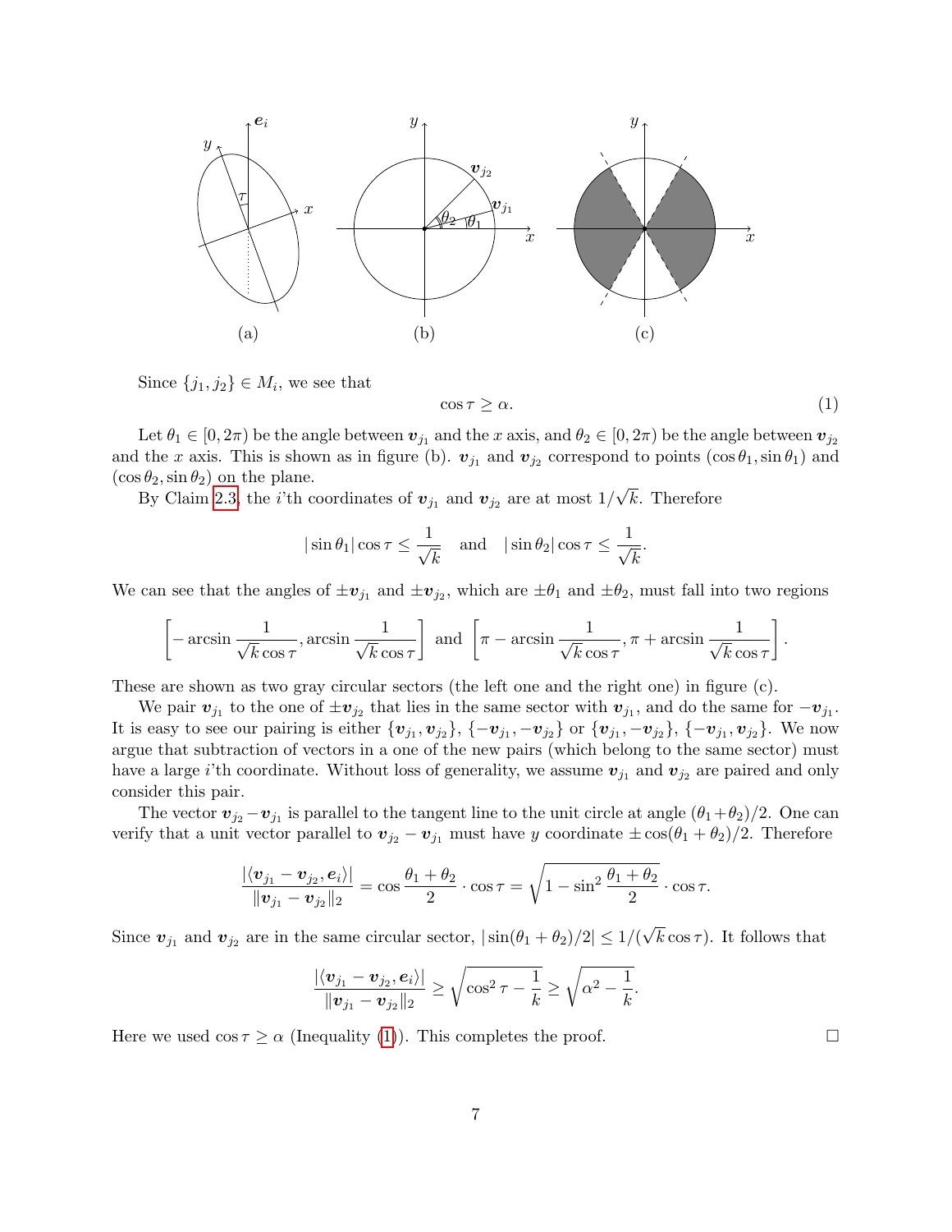(a) (b) (c)

Since $\{j_1, j_2\} \in M_i$, we see that

$$\cos \tau \geq \alpha. \tag{1}$$

Let $\theta_1 \in [0, 2\pi)$ be the angle between $\boldsymbol{v}_{j_1}$ and the $x$ axis, and $\theta_2 \in [0, 2\pi)$ be the angle between $\boldsymbol{v}_{j_2}$ and the $x$ axis. This is shown as in figure (b). $\boldsymbol{v}_{j_1}$ and $\boldsymbol{v}_{j_2}$ correspond to points $(\cos\theta_1, \sin\theta_1)$ and $(\cos\theta_2, \sin\theta_2)$ on the plane.

By Claim 2.3, the $i$'th coordinates of $\boldsymbol{v}_{j_1}$ and $\boldsymbol{v}_{j_2}$ are at most $1/\sqrt{k}$. Therefore

$$|\sin\theta_1| \cos\tau \leq \frac{1}{\sqrt{k}} \quad \text{and} \quad |\sin\theta_2| \cos\tau \leq \frac{1}{\sqrt{k}}.$$

We can see that the angles of $\pm\boldsymbol{v}_{j_1}$ and $\pm\boldsymbol{v}_{j_2}$, which are $\pm\theta_1$ and $\pm\theta_2$, must fall into two regions

$$\left[-\arcsin\frac{1}{\sqrt{k}\cos\tau}, \arcsin\frac{1}{\sqrt{k}\cos\tau}\right] \text{ and } \left[\pi - \arcsin\frac{1}{\sqrt{k}\cos\tau}, \pi + \arcsin\frac{1}{\sqrt{k}\cos\tau}\right].$$

These are shown as two gray circular sectors (the left one and the right one) in figure (c).

We pair $\boldsymbol{v}_{j_1}$ to the one of $\pm\boldsymbol{v}_{j_2}$ that lies in the same sector with $\boldsymbol{v}_{j_1}$, and do the same for $-\boldsymbol{v}_{j_1}$. It is easy to see our pairing is either $\{\boldsymbol{v}_{j_1}, \boldsymbol{v}_{j_2}\}$, $\{-\boldsymbol{v}_{j_1}, -\boldsymbol{v}_{j_2}\}$ or $\{\boldsymbol{v}_{j_1}, -\boldsymbol{v}_{j_2}\}$, $\{-\boldsymbol{v}_{j_1}, \boldsymbol{v}_{j_2}\}$. We now argue that subtraction of vectors in a one of the new pairs (which belong to the same sector) must have a large $i$'th coordinate. Without loss of generality, we assume $\boldsymbol{v}_{j_1}$ and $\boldsymbol{v}_{j_2}$ are paired and only consider this pair.

The vector $\boldsymbol{v}_{j_2} - \boldsymbol{v}_{j_1}$ is parallel to the tangent line to the unit circle at angle $(\theta_1+\theta_2)/2$. One can verify that a unit vector parallel to $\boldsymbol{v}_{j_2} - \boldsymbol{v}_{j_1}$ must have $y$ coordinate $\pm\cos(\theta_1+\theta_2)/2$. Therefore

$$\frac{|\langle \boldsymbol{v}_{j_1} - \boldsymbol{v}_{j_2}, \boldsymbol{e}_i \rangle|}{\|\boldsymbol{v}_{j_1} - \boldsymbol{v}_{j_2}\|_2} = \cos\frac{\theta_1+\theta_2}{2} \cdot \cos\tau = \sqrt{1 - \sin^2\frac{\theta_1+\theta_2}{2}} \cdot \cos\tau.$$

Since $\boldsymbol{v}_{j_1}$ and $\boldsymbol{v}_{j_2}$ are in the same circular sector, $|\sin(\theta_1+\theta_2)/2| \leq 1/(\sqrt{k}\cos\tau)$. It follows that

$$\frac{|\langle \boldsymbol{v}_{j_1} - \boldsymbol{v}_{j_2}, \boldsymbol{e}_i \rangle|}{\|\boldsymbol{v}_{j_1} - \boldsymbol{v}_{j_2}\|_2} \geq \sqrt{\cos^2\tau - \frac{1}{k}} \geq \sqrt{\alpha^2 - \frac{1}{k}}.$$

Here we used $\cos\tau \geq \alpha$ (Inequality (1)). This completes the proof. $\square$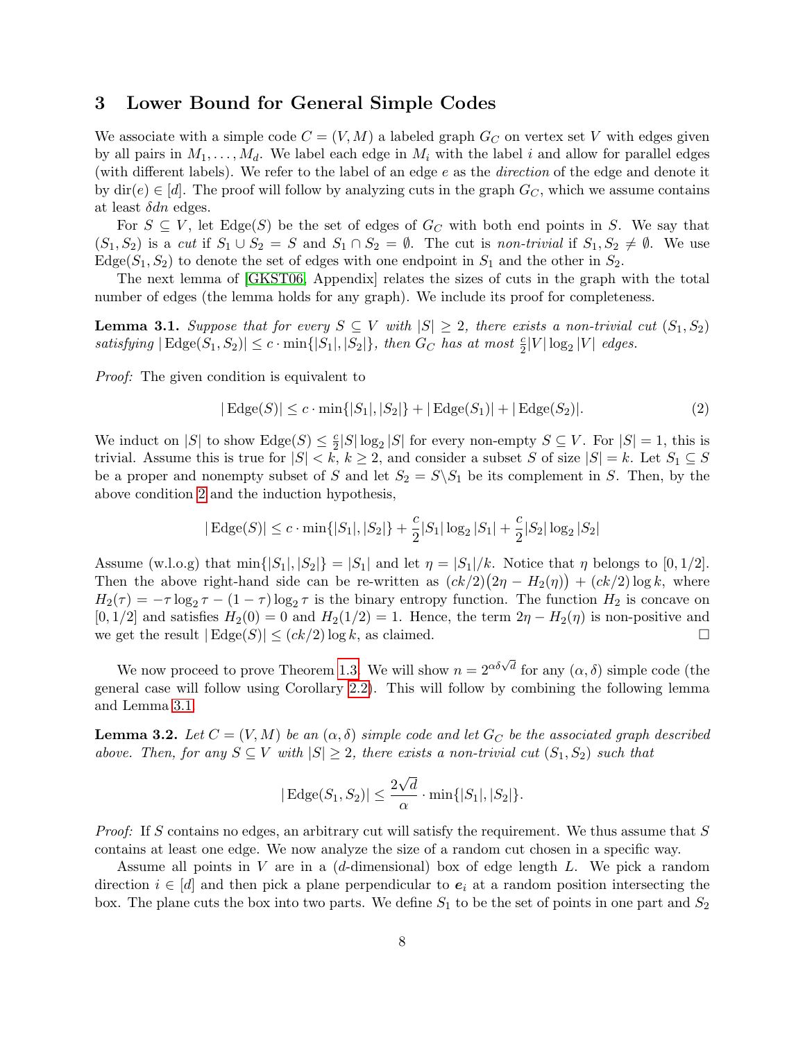## 3 Lower Bound for General Simple Codes

We associate with a simple code $C = (V, M)$ a labeled graph $G_C$ on vertex set $V$ with edges given by all pairs in $M_1, \dots, M_d$. We label each edge in $M_i$ with the label $i$ and allow for parallel edges (with different labels). We refer to the label of an edge $e$ as the *direction* of the edge and denote it by $\mathrm{dir}(e) \in [d]$. The proof will follow by analyzing cuts in the graph $G_C$, which we assume contains at least $\delta d n$ edges.

For $S \subseteq V$, let $\mathrm{Edge}(S)$ be the set of edges of $G_C$ with both end points in $S$. We say that $(S_1, S_2)$ is a *cut* if $S_1 \cup S_2 = S$ and $S_1 \cap S_2 = \emptyset$. The cut is *non-trivial* if $S_1, S_2 \neq \emptyset$. We use $\mathrm{Edge}(S_1, S_2)$ to denote the set of edges with one endpoint in $S_1$ and the other in $S_2$.

The next lemma of [GKST06, Appendix] relates the sizes of cuts in the graph with the total number of edges (the lemma holds for any graph). We include its proof for completeness.

**Lemma 3.1.** *Suppose that for every $S \subseteq V$ with $|S| \geq 2$, there exists a non-trivial cut $(S_1, S_2)$ satisfying $|\mathrm{Edge}(S_1, S_2)| \leq c \cdot \min\{|S_1|, |S_2|\}$, then $G_C$ has at most $\frac{c}{2}|V| \log_2 |V|$ edges.*

*Proof:* The given condition is equivalent to

$$|\mathrm{Edge}(S)| \leq c \cdot \min\{|S_1|, |S_2|\} + |\mathrm{Edge}(S_1)| + |\mathrm{Edge}(S_2)|. \tag{2}$$

We induct on $|S|$ to show $\mathrm{Edge}(S) \leq \frac{c}{2}|S| \log_2 |S|$ for every non-empty $S \subseteq V$. For $|S| = 1$, this is trivial. Assume this is true for $|S| < k$, $k \geq 2$, and consider a subset $S$ of size $|S| = k$. Let $S_1 \subseteq S$ be a proper and nonempty subset of $S$ and let $S_2 = S \backslash S_1$ be its complement in $S$. Then, by the above condition 2 and the induction hypothesis,

$$|\mathrm{Edge}(S)| \leq c \cdot \min\{|S_1|, |S_2|\} + \frac{c}{2}|S_1| \log_2 |S_1| + \frac{c}{2}|S_2| \log_2 |S_2|$$

Assume (w.l.o.g) that $\min\{|S_1|, |S_2|\} = |S_1|$ and let $\eta = |S_1|/k$. Notice that $\eta$ belongs to $[0, 1/2]$. Then the above right-hand side can be re-written as $(ck/2)\big(2\eta - H_2(\eta)\big) + (ck/2) \log k$, where $H_2(\tau) = -\tau \log_2 \tau - (1 - \tau) \log_2 \tau$ is the binary entropy function. The function $H_2$ is concave on $[0, 1/2]$ and satisfies $H_2(0) = 0$ and $H_2(1/2) = 1$. Hence, the term $2\eta - H_2(\eta)$ is non-positive and we get the result $|\mathrm{Edge}(S)| \leq (ck/2) \log k$, as claimed. □

We now proceed to prove Theorem 1.3. We will show $n = 2^{\alpha \delta \sqrt{d}}$ for any $(\alpha, \delta)$ simple code (the general case will follow using Corollary 2.2). This will follow by combining the following lemma and Lemma 3.1.

**Lemma 3.2.** *Let $C = (V, M)$ be an $(\alpha, \delta)$ simple code and let $G_C$ be the associated graph described above. Then, for any $S \subseteq V$ with $|S| \geq 2$, there exists a non-trivial cut $(S_1, S_2)$ such that*

$$|\mathrm{Edge}(S_1, S_2)| \leq \frac{2\sqrt{d}}{\alpha} \cdot \min\{|S_1|, |S_2|\}.$$

*Proof:* If $S$ contains no edges, an arbitrary cut will satisfy the requirement. We thus assume that $S$ contains at least one edge. We now analyze the size of a random cut chosen in a specific way.

Assume all points in $V$ are in a ($d$-dimensional) box of edge length $L$. We pick a random direction $i \in [d]$ and then pick a plane perpendicular to $\boldsymbol{e}_i$ at a random position intersecting the box. The plane cuts the box into two parts. We define $S_1$ to be the set of points in one part and $S_2$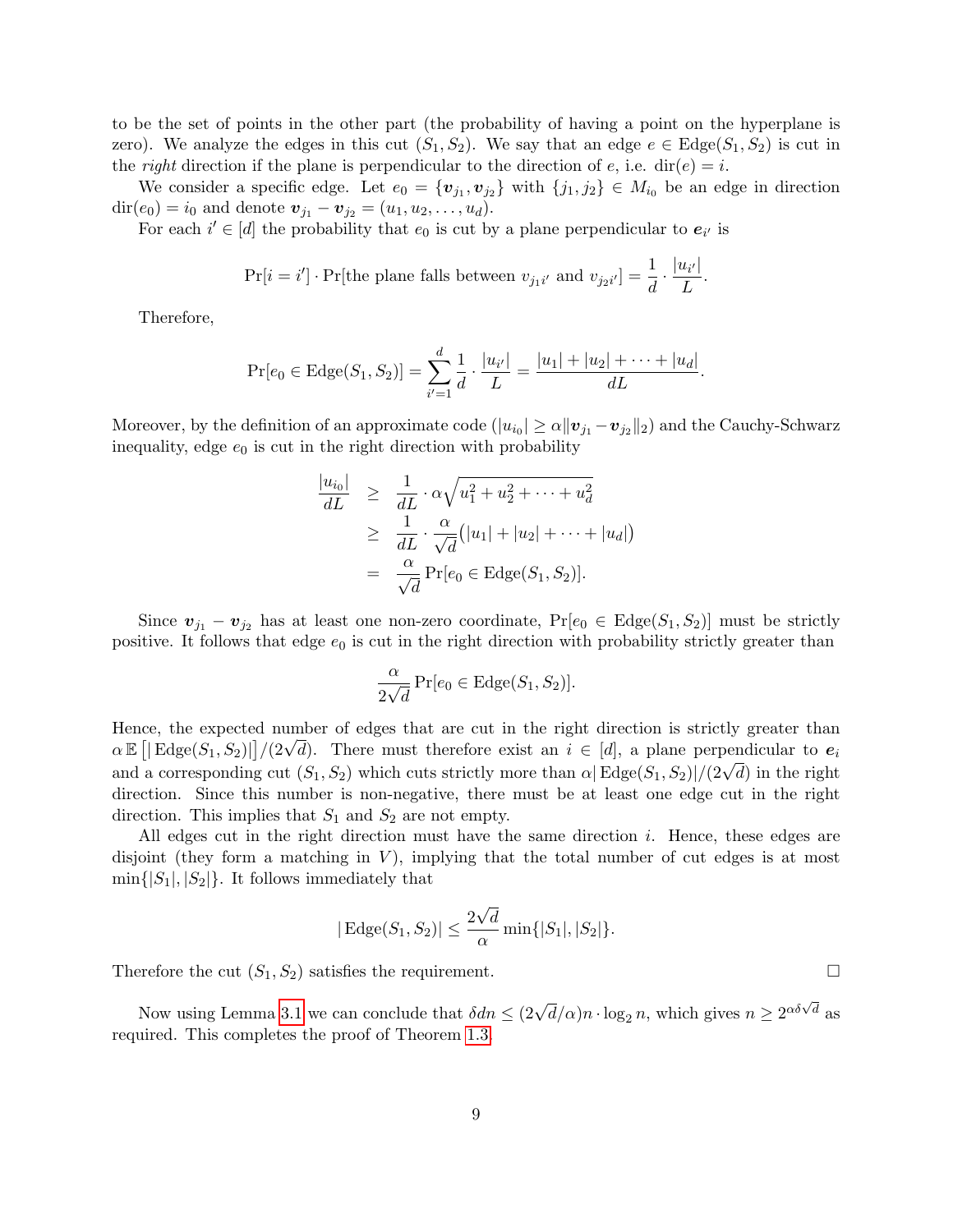to be the set of points in the other part (the probability of having a point on the hyperplane is zero). We analyze the edges in this cut $(S_1, S_2)$. We say that an edge $e \in \mathrm{Edge}(S_1, S_2)$ is cut in the *right* direction if the plane is perpendicular to the direction of $e$, i.e. $\mathrm{dir}(e) = i$.

We consider a specific edge. Let $e_0 = \{\boldsymbol{v}_{j_1}, \boldsymbol{v}_{j_2}\}$ with $\{j_1, j_2\} \in M_{i_0}$ be an edge in direction $\mathrm{dir}(e_0) = i_0$ and denote $\boldsymbol{v}_{j_1} - \boldsymbol{v}_{j_2} = (u_1, u_2, \ldots, u_d)$.

For each $i' \in [d]$ the probability that $e_0$ is cut by a plane perpendicular to $\boldsymbol{e}_{i'}$ is

$$\Pr[i = i'] \cdot \Pr[\text{the plane falls between } v_{j_1 i'} \text{ and } v_{j_2 i'}] = \frac{1}{d} \cdot \frac{|u_{i'}|}{L}.$$

Therefore,

$$\Pr[e_0 \in \mathrm{Edge}(S_1, S_2)] = \sum_{i'=1}^{d} \frac{1}{d} \cdot \frac{|u_{i'}|}{L} = \frac{|u_1| + |u_2| + \cdots + |u_d|}{dL}.$$

Moreover, by the definition of an approximate code ($|u_{i_0}| \geq \alpha \|\boldsymbol{v}_{j_1} - \boldsymbol{v}_{j_2}\|_2$) and the Cauchy-Schwarz inequality, edge $e_0$ is cut in the right direction with probability

$$\begin{aligned}
\frac{|u_{i_0}|}{dL} &\geq \frac{1}{dL} \cdot \alpha \sqrt{u_1^2 + u_2^2 + \cdots + u_d^2} \\
&\geq \frac{1}{dL} \cdot \frac{\alpha}{\sqrt{d}} \big(|u_1| + |u_2| + \cdots + |u_d|\big) \\
&= \frac{\alpha}{\sqrt{d}} \Pr[e_0 \in \mathrm{Edge}(S_1, S_2)].
\end{aligned}$$

Since $\boldsymbol{v}_{j_1} - \boldsymbol{v}_{j_2}$ has at least one non-zero coordinate, $\Pr[e_0 \in \mathrm{Edge}(S_1, S_2)]$ must be strictly positive. It follows that edge $e_0$ is cut in the right direction with probability strictly greater than

$$\frac{\alpha}{2\sqrt{d}} \Pr[e_0 \in \mathrm{Edge}(S_1, S_2)].$$

Hence, the expected number of edges that are cut in the right direction is strictly greater than $\alpha\, \mathbb{E}\left[|\mathrm{Edge}(S_1, S_2)|\right]/(2\sqrt{d})$. There must therefore exist an $i \in [d]$, a plane perpendicular to $\boldsymbol{e}_i$ and a corresponding cut $(S_1, S_2)$ which cuts strictly more than $\alpha|\mathrm{Edge}(S_1, S_2)|/(2\sqrt{d})$ in the right direction. Since this number is non-negative, there must be at least one edge cut in the right direction. This implies that $S_1$ and $S_2$ are not empty.

All edges cut in the right direction must have the same direction $i$. Hence, these edges are disjoint (they form a matching in $V$), implying that the total number of cut edges is at most $\min\{|S_1|, |S_2|\}$. It follows immediately that

$$|\mathrm{Edge}(S_1, S_2)| \leq \frac{2\sqrt{d}}{\alpha} \min\{|S_1|, |S_2|\}.$$

Therefore the cut $(S_1, S_2)$ satisfies the requirement. □

Now using Lemma 3.1 we can conclude that $\delta dn \leq (2\sqrt{d}/\alpha) n \cdot \log_2 n$, which gives $n \geq 2^{\alpha\delta\sqrt{d}}$ as required. This completes the proof of Theorem 1.3.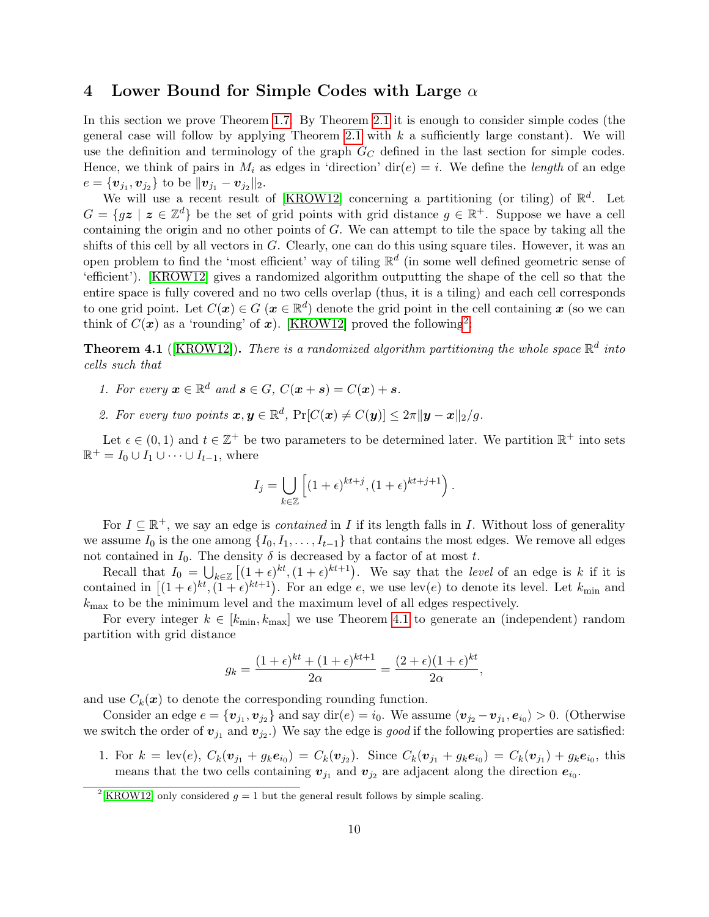## 4 Lower Bound for Simple Codes with Large $\alpha$

In this section we prove Theorem 1.7. By Theorem 2.1 it is enough to consider simple codes (the general case will follow by applying Theorem 2.1 with $k$ a sufficiently large constant). We will use the definition and terminology of the graph $G_C$ defined in the last section for simple codes. Hence, we think of pairs in $M_i$ as edges in 'direction' $\mathrm{dir}(e) = i$. We define the *length* of an edge $e = \{\boldsymbol{v}_{j_1}, \boldsymbol{v}_{j_2}\}$ to be $\|\boldsymbol{v}_{j_1} - \boldsymbol{v}_{j_2}\|_2$.

We will use a recent result of [KROW12] concerning a partitioning (or tiling) of $\mathbb{R}^d$. Let $G = \{g\boldsymbol{z} \mid \boldsymbol{z} \in \mathbb{Z}^d\}$ be the set of grid points with grid distance $g \in \mathbb{R}^+$. Suppose we have a cell containing the origin and no other points of $G$. We can attempt to tile the space by taking all the shifts of this cell by all vectors in $G$. Clearly, one can do this using square tiles. However, it was an open problem to find the 'most efficient' way of tiling $\mathbb{R}^d$ (in some well defined geometric sense of 'efficient'). [KROW12] gives a randomized algorithm outputting the shape of the cell so that the entire space is fully covered and no two cells overlap (thus, it is a tiling) and each cell corresponds to one grid point. Let $C(\boldsymbol{x}) \in G$ ($\boldsymbol{x} \in \mathbb{R}^d$) denote the grid point in the cell containing $\boldsymbol{x}$ (so we can think of $C(\boldsymbol{x})$ as a 'rounding' of $\boldsymbol{x}$). [KROW12] proved the following[2]:

**Theorem 4.1** ([KROW12])**.** *There is a randomized algorithm partitioning the whole space $\mathbb{R}^d$ into cells such that*

1. *For every $\boldsymbol{x} \in \mathbb{R}^d$ and $\boldsymbol{s} \in G$, $C(\boldsymbol{x} + \boldsymbol{s}) = C(\boldsymbol{x}) + \boldsymbol{s}$.*
2. *For every two points $\boldsymbol{x}, \boldsymbol{y} \in \mathbb{R}^d$, $\Pr[C(\boldsymbol{x}) \neq C(\boldsymbol{y})] \leq 2\pi\|\boldsymbol{y} - \boldsymbol{x}\|_2/g$.*

Let $\epsilon \in (0, 1)$ and $t \in \mathbb{Z}^+$ be two parameters to be determined later. We partition $\mathbb{R}^+$ into sets $\mathbb{R}^+ = I_0 \cup I_1 \cup \cdots \cup I_{t-1}$, where

$$I_j = \bigcup_{k \in \mathbb{Z}} \left[(1+\epsilon)^{kt+j}, (1+\epsilon)^{kt+j+1}\right).$$

For $I \subseteq \mathbb{R}^+$, we say an edge is *contained* in $I$ if its length falls in $I$. Without loss of generality we assume $I_0$ is the one among $\{I_0, I_1, \ldots, I_{t-1}\}$ that contains the most edges. We remove all edges not contained in $I_0$. The density $\delta$ is decreased by a factor of at most $t$.

Recall that $I_0 = \bigcup_{k \in \mathbb{Z}} \left[(1+\epsilon)^{kt}, (1+\epsilon)^{kt+1}\right)$. We say that the *level* of an edge is $k$ if it is contained in $\left[(1+\epsilon)^{kt}, (1+\epsilon)^{kt+1}\right)$. For an edge $e$, we use $\mathrm{lev}(e)$ to denote its level. Let $k_{\min}$ and $k_{\max}$ to be the minimum level and the maximum level of all edges respectively.

For every integer $k \in [k_{\min}, k_{\max}]$ we use Theorem 4.1 to generate an (independent) random partition with grid distance

$$g_k = \frac{(1+\epsilon)^{kt} + (1+\epsilon)^{kt+1}}{2\alpha} = \frac{(2+\epsilon)(1+\epsilon)^{kt}}{2\alpha},$$

and use $C_k(\boldsymbol{x})$ to denote the corresponding rounding function.

Consider an edge $e = \{\boldsymbol{v}_{j_1}, \boldsymbol{v}_{j_2}\}$ and say $\mathrm{dir}(e) = i_0$. We assume $\langle \boldsymbol{v}_{j_2} - \boldsymbol{v}_{j_1}, \boldsymbol{e}_{i_0} \rangle > 0$. (Otherwise we switch the order of $\boldsymbol{v}_{j_1}$ and $\boldsymbol{v}_{j_2}$.) We say the edge is *good* if the following properties are satisfied:

1. For $k = \mathrm{lev}(e)$, $C_k(\boldsymbol{v}_{j_1} + g_k\boldsymbol{e}_{i_0}) = C_k(\boldsymbol{v}_{j_2})$. Since $C_k(\boldsymbol{v}_{j_1} + g_k\boldsymbol{e}_{i_0}) = C_k(\boldsymbol{v}_{j_1}) + g_k\boldsymbol{e}_{i_0}$, this means that the two cells containing $\boldsymbol{v}_{j_1}$ and $\boldsymbol{v}_{j_2}$ are adjacent along the direction $\boldsymbol{e}_{i_0}$.

[2] [KROW12] only considered $g = 1$ but the general result follows by simple scaling.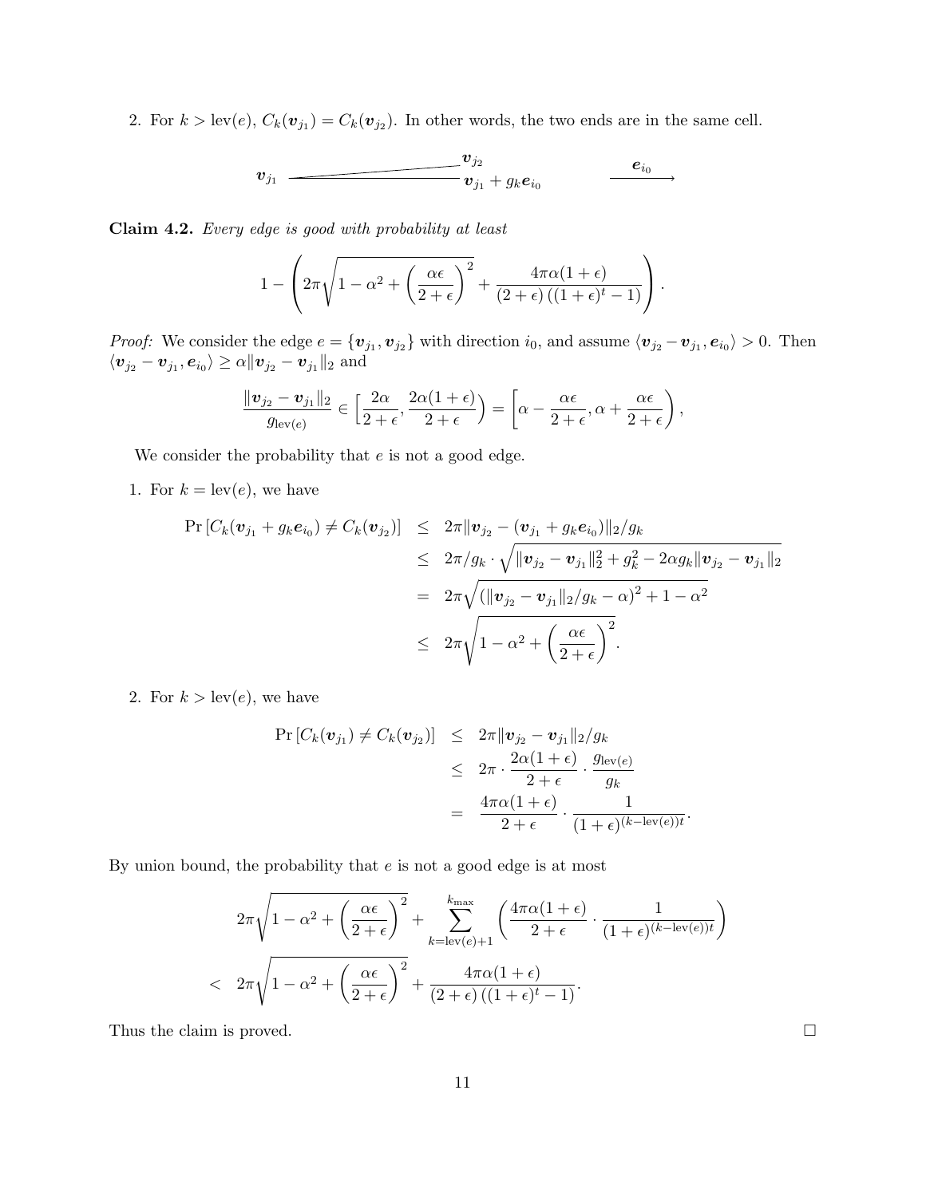2. For $k > \text{lev}(e)$, $C_k(\boldsymbol{v}_{j_1}) = C_k(\boldsymbol{v}_{j_2})$. In other words, the two ends are in the same cell.

$$\boldsymbol{v}_{j_1} \qquad \boldsymbol{v}_{j_2} \quad \boldsymbol{v}_{j_1} + g_k \boldsymbol{e}_{i_0} \qquad \xrightarrow{\boldsymbol{e}_{i_0}}$$

**Claim 4.2.** *Every edge is good with probability at least*

$$1 - \left( 2\pi \sqrt{1 - \alpha^2 + \left(\frac{\alpha\epsilon}{2+\epsilon}\right)^2} + \frac{4\pi\alpha(1+\epsilon)}{(2+\epsilon)\left((1+\epsilon)^t - 1\right)} \right).$$

*Proof:* We consider the edge $e = \{\boldsymbol{v}_{j_1}, \boldsymbol{v}_{j_2}\}$ with direction $i_0$, and assume $\langle \boldsymbol{v}_{j_2} - \boldsymbol{v}_{j_1}, \boldsymbol{e}_{i_0} \rangle > 0$. Then $\langle \boldsymbol{v}_{j_2} - \boldsymbol{v}_{j_1}, \boldsymbol{e}_{i_0} \rangle \geq \alpha \|\boldsymbol{v}_{j_2} - \boldsymbol{v}_{j_1}\|_2$ and

$$\frac{\|\boldsymbol{v}_{j_2} - \boldsymbol{v}_{j_1}\|_2}{g_{\text{lev}(e)}} \in \Big[\frac{2\alpha}{2+\epsilon}, \frac{2\alpha(1+\epsilon)}{2+\epsilon}\Big) = \left[\alpha - \frac{\alpha\epsilon}{2+\epsilon}, \alpha + \frac{\alpha\epsilon}{2+\epsilon}\right),$$

We consider the probability that $e$ is not a good edge.

1. For $k = \text{lev}(e)$, we have

$$\begin{aligned}
\Pr\left[C_k(\boldsymbol{v}_{j_1} + g_k \boldsymbol{e}_{i_0}) \neq C_k(\boldsymbol{v}_{j_2})\right] &\leq 2\pi \|\boldsymbol{v}_{j_2} - (\boldsymbol{v}_{j_1} + g_k \boldsymbol{e}_{i_0})\|_2 / g_k \\
&\leq 2\pi / g_k \cdot \sqrt{\|\boldsymbol{v}_{j_2} - \boldsymbol{v}_{j_1}\|_2^2 + g_k^2 - 2\alpha g_k \|\boldsymbol{v}_{j_2} - \boldsymbol{v}_{j_1}\|_2} \\
&= 2\pi \sqrt{\left(\|\boldsymbol{v}_{j_2} - \boldsymbol{v}_{j_1}\|_2 / g_k - \alpha\right)^2 + 1 - \alpha^2} \\
&\leq 2\pi \sqrt{1 - \alpha^2 + \left(\frac{\alpha\epsilon}{2+\epsilon}\right)^2}.
\end{aligned}$$

2. For $k > \text{lev}(e)$, we have

$$\begin{aligned}
\Pr\left[C_k(\boldsymbol{v}_{j_1}) \neq C_k(\boldsymbol{v}_{j_2})\right] &\leq 2\pi \|\boldsymbol{v}_{j_2} - \boldsymbol{v}_{j_1}\|_2 / g_k \\
&\leq 2\pi \cdot \frac{2\alpha(1+\epsilon)}{2+\epsilon} \cdot \frac{g_{\text{lev}(e)}}{g_k} \\
&= \frac{4\pi\alpha(1+\epsilon)}{2+\epsilon} \cdot \frac{1}{(1+\epsilon)^{(k - \text{lev}(e))t}}.
\end{aligned}$$

By union bound, the probability that $e$ is not a good edge is at most

$$\begin{aligned}
& 2\pi \sqrt{1 - \alpha^2 + \left(\frac{\alpha\epsilon}{2+\epsilon}\right)^2} + \sum_{k=\text{lev}(e)+1}^{k_{\max}} \left( \frac{4\pi\alpha(1+\epsilon)}{2+\epsilon} \cdot \frac{1}{(1+\epsilon)^{(k-\text{lev}(e))t}} \right) \\
< \; & 2\pi \sqrt{1 - \alpha^2 + \left(\frac{\alpha\epsilon}{2+\epsilon}\right)^2} + \frac{4\pi\alpha(1+\epsilon)}{(2+\epsilon)\left((1+\epsilon)^t - 1\right)}.
\end{aligned}$$

Thus the claim is proved. $\square$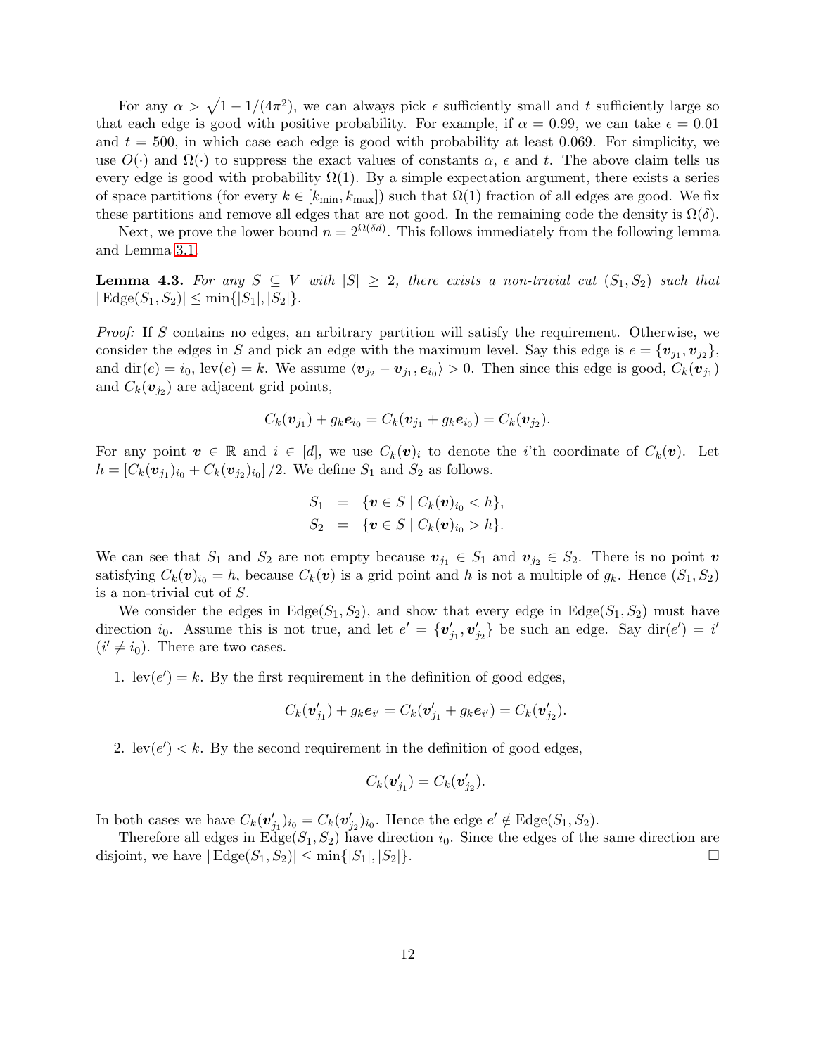For any $\alpha > \sqrt{1 - 1/(4\pi^2)}$, we can always pick $\epsilon$ sufficiently small and $t$ sufficiently large so that each edge is good with positive probability. For example, if $\alpha = 0.99$, we can take $\epsilon = 0.01$ and $t = 500$, in which case each edge is good with probability at least 0.069. For simplicity, we use $O(\cdot)$ and $\Omega(\cdot)$ to suppress the exact values of constants $\alpha$, $\epsilon$ and $t$. The above claim tells us every edge is good with probability $\Omega(1)$. By a simple expectation argument, there exists a series of space partitions (for every $k \in [k_{\min}, k_{\max}]$) such that $\Omega(1)$ fraction of all edges are good. We fix these partitions and remove all edges that are not good. In the remaining code the density is $\Omega(\delta)$.

Next, we prove the lower bound $n = 2^{\Omega(\delta d)}$. This follows immediately from the following lemma and Lemma 3.1.

**Lemma 4.3.** *For any $S \subseteq V$ with $|S| \geq 2$, there exists a non-trivial cut $(S_1, S_2)$ such that $|\operatorname{Edge}(S_1, S_2)| \leq \min\{|S_1|, |S_2|\}$.*

*Proof:* If $S$ contains no edges, an arbitrary partition will satisfy the requirement. Otherwise, we consider the edges in $S$ and pick an edge with the maximum level. Say this edge is $e = \{\boldsymbol{v}_{j_1}, \boldsymbol{v}_{j_2}\}$, and $\operatorname{dir}(e) = i_0$, $\operatorname{lev}(e) = k$. We assume $\langle \boldsymbol{v}_{j_2} - \boldsymbol{v}_{j_1}, \boldsymbol{e}_{i_0} \rangle > 0$. Then since this edge is good, $C_k(\boldsymbol{v}_{j_1})$ and $C_k(\boldsymbol{v}_{j_2})$ are adjacent grid points,

$$C_k(\boldsymbol{v}_{j_1}) + g_k \boldsymbol{e}_{i_0} = C_k(\boldsymbol{v}_{j_1} + g_k \boldsymbol{e}_{i_0}) = C_k(\boldsymbol{v}_{j_2}).$$

For any point $\boldsymbol{v} \in \mathbb{R}$ and $i \in [d]$, we use $C_k(\boldsymbol{v})_i$ to denote the $i$'th coordinate of $C_k(\boldsymbol{v})$. Let $h = [C_k(\boldsymbol{v}_{j_1})_{i_0} + C_k(\boldsymbol{v}_{j_2})_{i_0}]/2$. We define $S_1$ and $S_2$ as follows.

$$\begin{aligned} S_1 &= \{\boldsymbol{v} \in S \mid C_k(\boldsymbol{v})_{i_0} < h\}, \\ S_2 &= \{\boldsymbol{v} \in S \mid C_k(\boldsymbol{v})_{i_0} > h\}. \end{aligned}$$

We can see that $S_1$ and $S_2$ are not empty because $\boldsymbol{v}_{j_1} \in S_1$ and $\boldsymbol{v}_{j_2} \in S_2$. There is no point $\boldsymbol{v}$ satisfying $C_k(\boldsymbol{v})_{i_0} = h$, because $C_k(\boldsymbol{v})$ is a grid point and $h$ is not a multiple of $g_k$. Hence $(S_1, S_2)$ is a non-trivial cut of $S$.

We consider the edges in $\operatorname{Edge}(S_1, S_2)$, and show that every edge in $\operatorname{Edge}(S_1, S_2)$ must have direction $i_0$. Assume this is not true, and let $e' = \{\boldsymbol{v}'_{j_1}, \boldsymbol{v}'_{j_2}\}$ be such an edge. Say $\operatorname{dir}(e') = i'$ ($i' \neq i_0$). There are two cases.

1. $\operatorname{lev}(e') = k$. By the first requirement in the definition of good edges,

$$C_k(\boldsymbol{v}'_{j_1}) + g_k \boldsymbol{e}_{i'} = C_k(\boldsymbol{v}'_{j_1} + g_k \boldsymbol{e}_{i'}) = C_k(\boldsymbol{v}'_{j_2}).$$

2. $\operatorname{lev}(e') < k$. By the second requirement in the definition of good edges,

$$C_k(\boldsymbol{v}'_{j_1}) = C_k(\boldsymbol{v}'_{j_2}).$$

In both cases we have $C_k(\boldsymbol{v}'_{j_1})_{i_0} = C_k(\boldsymbol{v}'_{j_2})_{i_0}$. Hence the edge $e' \notin \operatorname{Edge}(S_1, S_2)$.

Therefore all edges in $\operatorname{Edge}(S_1, S_2)$ have direction $i_0$. Since the edges of the same direction are disjoint, we have $|\operatorname{Edge}(S_1, S_2)| \leq \min\{|S_1|, |S_2|\}$. $\square$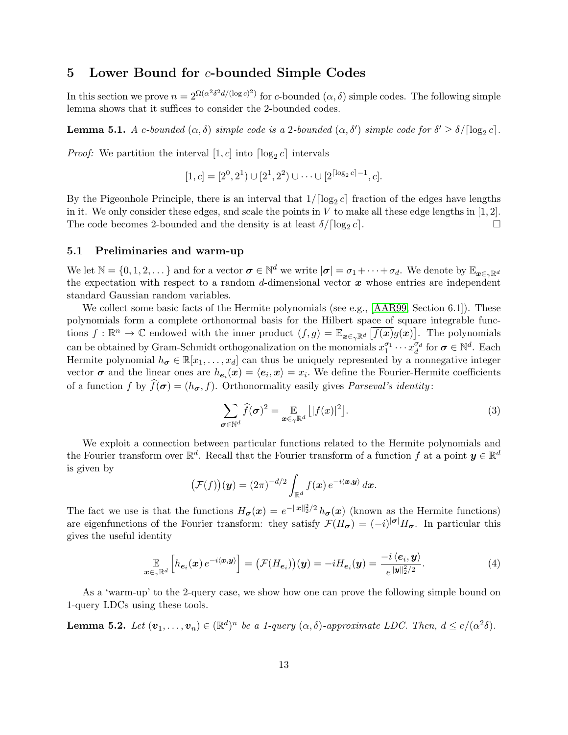## 5 Lower Bound for $c$-bounded Simple Codes

In this section we prove $n = 2^{\Omega(\alpha^2\delta^2 d/(\log c)^2)}$ for $c$-bounded $(\alpha, \delta)$ simple codes. The following simple lemma shows that it suffices to consider the 2-bounded codes.

**Lemma 5.1.** *A $c$-bounded $(\alpha, \delta)$ simple code is a 2-bounded $(\alpha, \delta')$ simple code for $\delta' \geq \delta/\lceil \log_2 c \rceil$.*

*Proof:* We partition the interval $[1, c]$ into $\lceil \log_2 c \rceil$ intervals

$$[1, c] = [2^0, 2^1) \cup [2^1, 2^2) \cup \cdots \cup [2^{\lceil \log_2 c \rceil - 1}, c].$$

By the Pigeonhole Principle, there is an interval that $1/\lceil \log_2 c \rceil$ fraction of the edges have lengths in it. We only consider these edges, and scale the points in $V$ to make all these edge lengths in $[1, 2]$. The code becomes 2-bounded and the density is at least $\delta/\lceil \log_2 c \rceil$. $\square$

### 5.1 Preliminaries and warm-up

We let $\mathbb{N} = \{0, 1, 2, \dots\}$ and for a vector $\boldsymbol{\sigma} \in \mathbb{N}^d$ we write $|\boldsymbol{\sigma}| = \sigma_1 + \cdots + \sigma_d$. We denote by $\mathbb{E}_{\boldsymbol{x} \in_\gamma \mathbb{R}^d}$ the expectation with respect to a random $d$-dimensional vector $\boldsymbol{x}$ whose entries are independent standard Gaussian random variables.

We collect some basic facts of the Hermite polynomials (see e.g., [AAR99, Section 6.1]). These polynomials form a complete orthonormal basis for the Hilbert space of square integrable functions $f : \mathbb{R}^n \to \mathbb{C}$ endowed with the inner product $(f, g) = \mathbb{E}_{\boldsymbol{x} \in_\gamma \mathbb{R}^d}\big[\overline{f(\boldsymbol{x})} g(\boldsymbol{x})\big]$. The polynomials can be obtained by Gram-Schmidt orthogonalization on the monomials $x_1^{\sigma_1} \cdots x_d^{\sigma_d}$ for $\boldsymbol{\sigma} \in \mathbb{N}^d$. Each Hermite polynomial $h_{\boldsymbol{\sigma}} \in \mathbb{R}[x_1, \dots, x_d]$ can thus be uniquely represented by a nonnegative integer vector $\boldsymbol{\sigma}$ and the linear ones are $h_{\boldsymbol{e}_i}(\boldsymbol{x}) = \langle \boldsymbol{e}_i, \boldsymbol{x} \rangle = x_i$. We define the Fourier-Hermite coefficients of a function $f$ by $\widehat{f}(\boldsymbol{\sigma}) = (h_{\boldsymbol{\sigma}}, f)$. Orthonormality easily gives *Parseval's identity*:

$$\sum_{\boldsymbol{\sigma} \in \mathbb{N}^d} \widehat{f}(\boldsymbol{\sigma})^2 = \mathop{\mathbb{E}}_{\boldsymbol{x} \in_\gamma \mathbb{R}^d} \big[|f(x)|^2\big]. \tag{3}$$

We exploit a connection between particular functions related to the Hermite polynomials and the Fourier transform over $\mathbb{R}^d$. Recall that the Fourier transform of a function $f$ at a point $\boldsymbol{y} \in \mathbb{R}^d$ is given by

$$\big(\mathcal{F}(f)\big)(\boldsymbol{y}) = (2\pi)^{-d/2} \int_{\mathbb{R}^d} f(\boldsymbol{x})\, e^{-i\langle \boldsymbol{x}, \boldsymbol{y} \rangle}\, d\boldsymbol{x}.$$

The fact we use is that the functions $H_{\boldsymbol{\sigma}}(\boldsymbol{x}) = e^{-\|\boldsymbol{x}\|_2^2/2}\, h_{\boldsymbol{\sigma}}(\boldsymbol{x})$ (known as the Hermite functions) are eigenfunctions of the Fourier transform: they satisfy $\mathcal{F}(H_{\boldsymbol{\sigma}}) = (-i)^{|\boldsymbol{\sigma}|} H_{\boldsymbol{\sigma}}$. In particular this gives the useful identity

$$\mathop{\mathbb{E}}_{\boldsymbol{x} \in_\gamma \mathbb{R}^d} \Big[ h_{\boldsymbol{e}_i}(\boldsymbol{x})\, e^{-i\langle \boldsymbol{x}, \boldsymbol{y} \rangle} \Big] = \big(\mathcal{F}(H_{\boldsymbol{e}_i})\big)(\boldsymbol{y}) = -i H_{\boldsymbol{e}_i}(\boldsymbol{y}) = \frac{-i\, \langle \boldsymbol{e}_i, \boldsymbol{y} \rangle}{e^{\|\boldsymbol{y}\|_2^2/2}}. \tag{4}$$

As a 'warm-up' to the 2-query case, we show how one can prove the following simple bound on 1-query LDCs using these tools.

**Lemma 5.2.** *Let $(\boldsymbol{v}_1, \dots, \boldsymbol{v}_n) \in (\mathbb{R}^d)^n$ be a 1-query $(\alpha, \delta)$-approximate LDC. Then, $d \leq e/(\alpha^2 \delta)$.*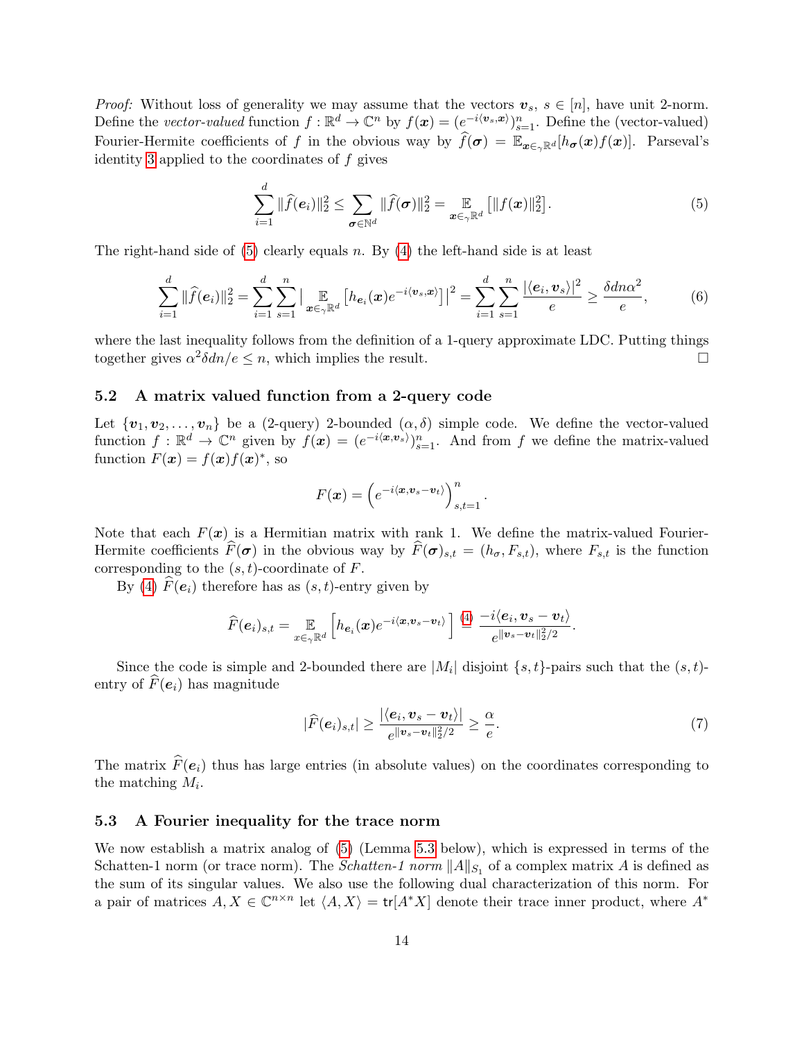*Proof:* Without loss of generality we may assume that the vectors $\boldsymbol{v}_s$, $s \in [n]$, have unit 2-norm. Define the *vector-valued* function $f : \mathbb{R}^d \to \mathbb{C}^n$ by $f(\boldsymbol{x}) = (e^{-i\langle \boldsymbol{v}_s, \boldsymbol{x}\rangle})_{s=1}^n$. Define the (vector-valued) Fourier-Hermite coefficients of $f$ in the obvious way by $\widehat{f}(\boldsymbol{\sigma}) = \mathbb{E}_{\boldsymbol{x}\in_\gamma \mathbb{R}^d}[h_{\boldsymbol{\sigma}}(\boldsymbol{x}) f(\boldsymbol{x})]$. Parseval's identity 3 applied to the coordinates of $f$ gives

$$\sum_{i=1}^d \|\widehat{f}(\boldsymbol{e}_i)\|_2^2 \leq \sum_{\boldsymbol{\sigma}\in\mathbb{N}^d} \|\widehat{f}(\boldsymbol{\sigma})\|_2^2 = \mathop{\mathbb{E}}_{\boldsymbol{x}\in_\gamma \mathbb{R}^d}\big[\|f(\boldsymbol{x})\|_2^2\big]. \tag{5}$$

The right-hand side of (5) clearly equals $n$. By (4) the left-hand side is at least

$$\sum_{i=1}^d \|\widehat{f}(\boldsymbol{e}_i)\|_2^2 = \sum_{i=1}^d \sum_{s=1}^n \big|\mathop{\mathbb{E}}_{\boldsymbol{x}\in_\gamma \mathbb{R}^d}\big[h_{\boldsymbol{e}_i}(\boldsymbol{x}) e^{-i\langle \boldsymbol{v}_s, \boldsymbol{x}\rangle}\big]\big|^2 = \sum_{i=1}^d \sum_{s=1}^n \frac{|\langle \boldsymbol{e}_i, \boldsymbol{v}_s\rangle|^2}{e} \geq \frac{\delta d n \alpha^2}{e}, \tag{6}$$

where the last inequality follows from the definition of a 1-query approximate LDC. Putting things together gives $\alpha^2 \delta d n / e \leq n$, which implies the result. $\square$

### 5.2 A matrix valued function from a 2-query code

Let $\{\boldsymbol{v}_1, \boldsymbol{v}_2, \ldots, \boldsymbol{v}_n\}$ be a (2-query) 2-bounded $(\alpha, \delta)$ simple code. We define the vector-valued function $f : \mathbb{R}^d \to \mathbb{C}^n$ given by $f(\boldsymbol{x}) = (e^{-i\langle \boldsymbol{x}, \boldsymbol{v}_s\rangle})_{s=1}^n$. And from $f$ we define the matrix-valued function $F(\boldsymbol{x}) = f(\boldsymbol{x}) f(\boldsymbol{x})^*$, so

$$F(\boldsymbol{x}) = \Big(e^{-i\langle \boldsymbol{x}, \boldsymbol{v}_s - \boldsymbol{v}_t\rangle}\Big)_{s,t=1}^n.$$

Note that each $F(\boldsymbol{x})$ is a Hermitian matrix with rank 1. We define the matrix-valued Fourier-Hermite coefficients $\widehat{F}(\boldsymbol{\sigma})$ in the obvious way by $\widehat{F}(\boldsymbol{\sigma})_{s,t} = (h_\sigma, F_{s,t})$, where $F_{s,t}$ is the function corresponding to the $(s,t)$-coordinate of $F$.

By (4) $\widehat{F}(\boldsymbol{e}_i)$ therefore has as $(s,t)$-entry given by

$$\widehat{F}(\boldsymbol{e}_i)_{s,t} = \mathop{\mathbb{E}}_{x\in_\gamma \mathbb{R}^d}\Big[h_{\boldsymbol{e}_i}(\boldsymbol{x}) e^{-i\langle \boldsymbol{x}, \boldsymbol{v}_s - \boldsymbol{v}_t\rangle}\Big] \overset{(4)}{=} \frac{-i\langle \boldsymbol{e}_i, \boldsymbol{v}_s - \boldsymbol{v}_t\rangle}{e^{\|\boldsymbol{v}_s - \boldsymbol{v}_t\|_2^2/2}}.$$

Since the code is simple and 2-bounded there are $|M_i|$ disjoint $\{s,t\}$-pairs such that the $(s,t)$-entry of $\widehat{F}(\boldsymbol{e}_i)$ has magnitude

$$|\widehat{F}(\boldsymbol{e}_i)_{s,t}| \geq \frac{|\langle \boldsymbol{e}_i, \boldsymbol{v}_s - \boldsymbol{v}_t\rangle|}{e^{\|\boldsymbol{v}_s - \boldsymbol{v}_t\|_2^2/2}} \geq \frac{\alpha}{e}. \tag{7}$$

The matrix $\widehat{F}(\boldsymbol{e}_i)$ thus has large entries (in absolute values) on the coordinates corresponding to the matching $M_i$.

### 5.3 A Fourier inequality for the trace norm

We now establish a matrix analog of (5) (Lemma 5.3 below), which is expressed in terms of the Schatten-1 norm (or trace norm). The *Schatten-1 norm* $\|A\|_{S_1}$ of a complex matrix $A$ is defined as the sum of its singular values. We also use the following dual characterization of this norm. For a pair of matrices $A, X \in \mathbb{C}^{n\times n}$ let $\langle A, X\rangle = \mathsf{tr}[A^* X]$ denote their trace inner product, where $A^*$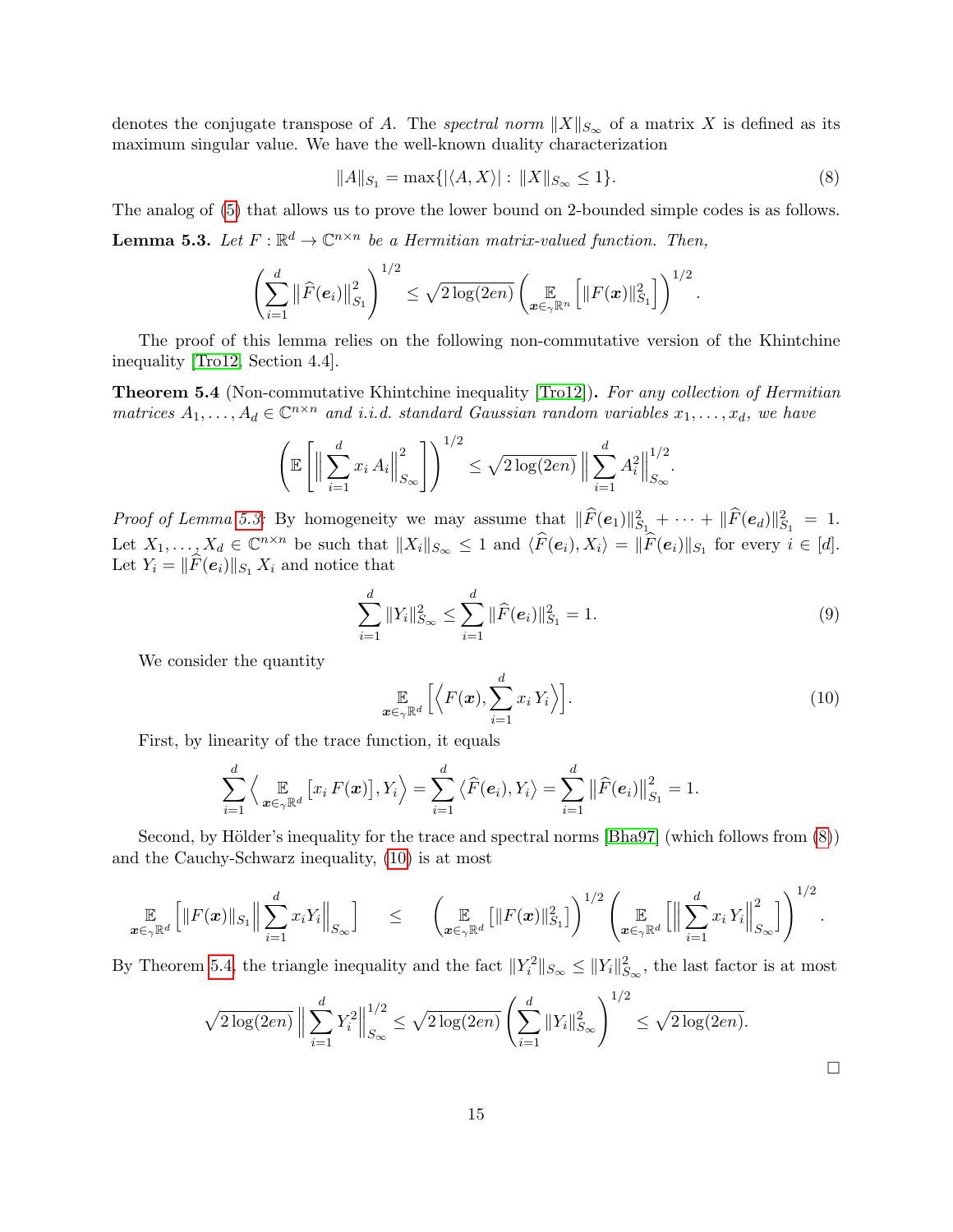denotes the conjugate transpose of $A$. The *spectral norm* $\|X\|_{S_\infty}$ of a matrix $X$ is defined as its maximum singular value. We have the well-known duality characterization

$$\|A\|_{S_1} = \max\{|\langle A, X\rangle| : \|X\|_{S_\infty} \leq 1\}. \tag{8}$$

The analog of (5) that allows us to prove the lower bound on 2-bounded simple codes is as follows.

**Lemma 5.3.** *Let $F : \mathbb{R}^d \to \mathbb{C}^{n\times n}$ be a Hermitian matrix-valued function. Then,*

$$\left(\sum_{i=1}^{d} \big\|\widehat{F}(\boldsymbol{e}_i)\big\|_{S_1}^2\right)^{1/2} \leq \sqrt{2\log(2en)} \left(\mathop{\mathbb{E}}_{\boldsymbol{x}\in_\gamma \mathbb{R}^n}\Big[\|F(\boldsymbol{x})\|_{S_1}^2\Big]\right)^{1/2}.$$

The proof of this lemma relies on the following non-commutative version of the Khintchine inequality [Tro12, Section 4.4].

**Theorem 5.4** (Non-commutative Khintchine inequality [Tro12])**.** *For any collection of Hermitian matrices $A_1, \ldots, A_d \in \mathbb{C}^{n\times n}$ and i.i.d. standard Gaussian random variables $x_1, \ldots, x_d$, we have*

$$\left(\mathbb{E}\left[\Big\|\sum_{i=1}^{d} x_i\, A_i\Big\|_{S_\infty}^2\right]\right)^{1/2} \leq \sqrt{2\log(2en)}\,\Big\|\sum_{i=1}^{d} A_i^2\Big\|_{S_\infty}^{1/2}.$$

*Proof of Lemma 5.3:* By homogeneity we may assume that $\|\widehat{F}(\boldsymbol{e}_1)\|_{S_1}^2 + \cdots + \|\widehat{F}(\boldsymbol{e}_d)\|_{S_1}^2 = 1$. Let $X_1, \ldots, X_d \in \mathbb{C}^{n\times n}$ be such that $\|X_i\|_{S_\infty} \leq 1$ and $\langle \widehat{F}(\boldsymbol{e}_i), X_i\rangle = \|\widehat{F}(\boldsymbol{e}_i)\|_{S_1}$ for every $i \in [d]$. Let $Y_i = \|\widehat{F}(\boldsymbol{e}_i)\|_{S_1}\, X_i$ and notice that

$$\sum_{i=1}^{d} \|Y_i\|_{S_\infty}^2 \leq \sum_{i=1}^{d} \|\widehat{F}(\boldsymbol{e}_i)\|_{S_1}^2 = 1. \tag{9}$$

We consider the quantity

$$\mathop{\mathbb{E}}_{\boldsymbol{x}\in_\gamma \mathbb{R}^d}\Big[\Big\langle F(\boldsymbol{x}), \sum_{i=1}^{d} x_i\, Y_i\Big\rangle\Big]. \tag{10}$$

First, by linearity of the trace function, it equals

$$\sum_{i=1}^{d} \Big\langle \mathop{\mathbb{E}}_{\boldsymbol{x}\in_\gamma \mathbb{R}^d}\big[x_i\, F(\boldsymbol{x})\big], Y_i\Big\rangle = \sum_{i=1}^{d} \big\langle \widehat{F}(\boldsymbol{e}_i), Y_i\big\rangle = \sum_{i=1}^{d} \big\|\widehat{F}(\boldsymbol{e}_i)\big\|_{S_1}^2 = 1.$$

Second, by Hölder's inequality for the trace and spectral norms [Bha97] (which follows from (8)) and the Cauchy-Schwarz inequality, (10) is at most

$$\mathop{\mathbb{E}}_{\boldsymbol{x}\in_\gamma \mathbb{R}^d}\Big[\|F(\boldsymbol{x})\|_{S_1}\Big\|\sum_{i=1}^{d} x_i Y_i\Big\|_{S_\infty}\Big] \quad\leq\quad \left(\mathop{\mathbb{E}}_{\boldsymbol{x}\in_\gamma \mathbb{R}^d}\big[\|F(\boldsymbol{x})\|_{S_1}^2\big]\right)^{1/2}\left(\mathop{\mathbb{E}}_{\boldsymbol{x}\in_\gamma \mathbb{R}^d}\Big[\Big\|\sum_{i=1}^{d} x_i\, Y_i\Big\|_{S_\infty}^2\Big]\right)^{1/2}.$$

By Theorem 5.4, the triangle inequality and the fact $\|Y_i^2\|_{S_\infty} \leq \|Y_i\|_{S_\infty}^2$, the last factor is at most

$$\sqrt{2\log(2en)}\,\Big\|\sum_{i=1}^{d} Y_i^2\Big\|_{S_\infty}^{1/2} \leq \sqrt{2\log(2en)}\left(\sum_{i=1}^{d} \|Y_i\|_{S_\infty}^2\right)^{1/2} \leq \sqrt{2\log(2en)}.$$

$\square$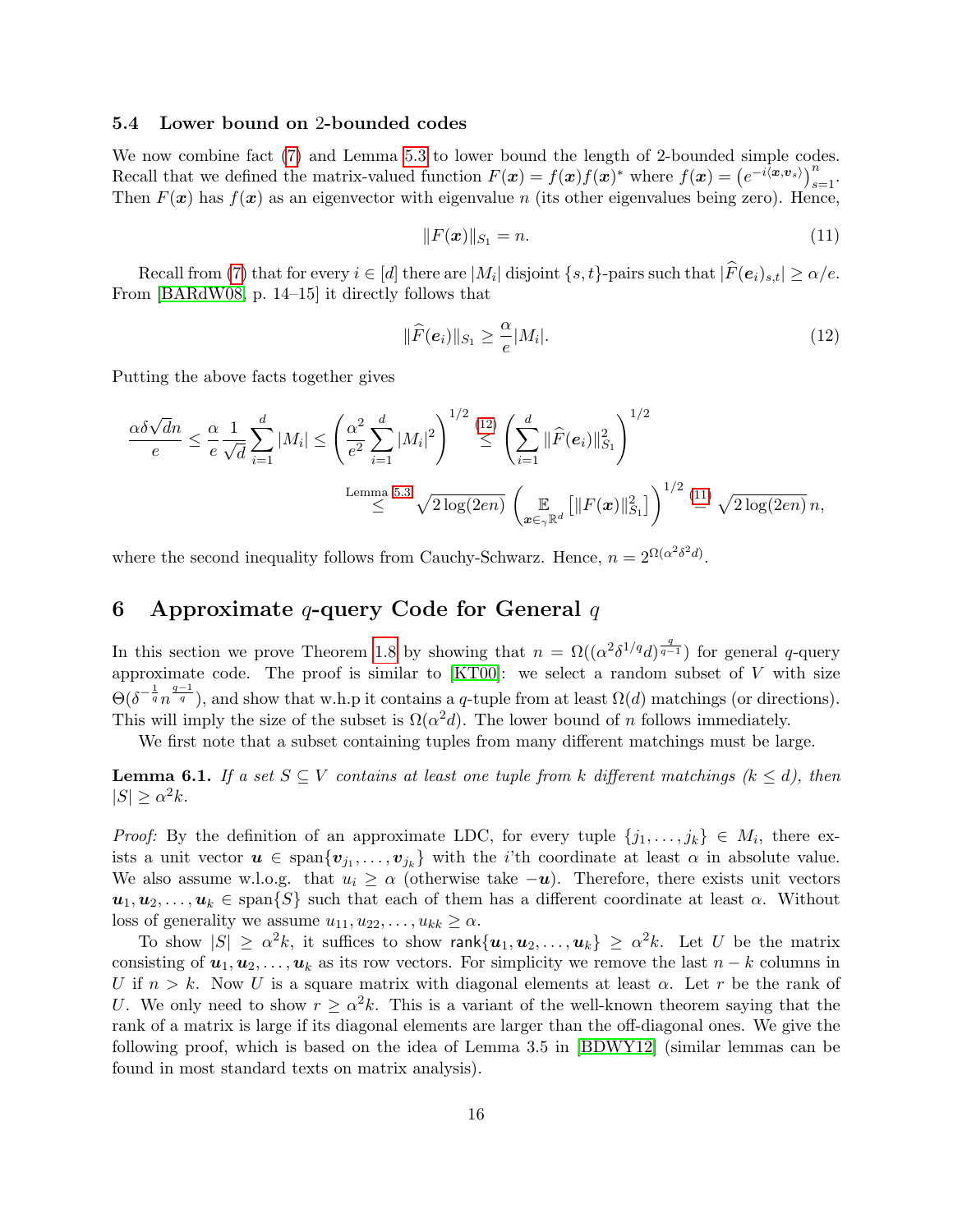### 5.4 Lower bound on 2-bounded codes

We now combine fact (7) and Lemma 5.3 to lower bound the length of 2-bounded simple codes. Recall that we defined the matrix-valued function $F(\boldsymbol{x}) = f(\boldsymbol{x})f(\boldsymbol{x})^*$ where $f(\boldsymbol{x}) = \left(e^{-i\langle \boldsymbol{x}, \boldsymbol{v}_s \rangle}\right)_{s=1}^n$. Then $F(\boldsymbol{x})$ has $f(\boldsymbol{x})$ as an eigenvector with eigenvalue $n$ (its other eigenvalues being zero). Hence,

$$\|F(\boldsymbol{x})\|_{S_1} = n. \tag{11}$$

Recall from (7) that for every $i \in [d]$ there are $|M_i|$ disjoint $\{s,t\}$-pairs such that $|\widehat{F}(\boldsymbol{e}_i)_{s,t}| \geq \alpha/e$. From [BARdW08, p. 14–15] it directly follows that

$$\|\widehat{F}(\boldsymbol{e}_i)\|_{S_1} \geq \frac{\alpha}{e}|M_i|. \tag{12}$$

Putting the above facts together gives

$$\frac{\alpha\delta\sqrt{d}n}{e} \leq \frac{\alpha}{e}\frac{1}{\sqrt{d}}\sum_{i=1}^d |M_i| \leq \left(\frac{\alpha^2}{e^2}\sum_{i=1}^d |M_i|^2\right)^{1/2} \overset{(12)}{\leq} \left(\sum_{i=1}^d \|\widehat{F}(\boldsymbol{e}_i)\|_{S_1}^2\right)^{1/2}$$

$$\overset{\text{Lemma 5.3}}{\leq} \sqrt{2\log(2en)}\left(\mathop{\mathbb{E}}_{\boldsymbol{x}\in_\gamma \mathbb{R}^d}\left[\|F(\boldsymbol{x})\|_{S_1}^2\right]\right)^{1/2} \overset{(11)}{=} \sqrt{2\log(2en)}\, n,$$

where the second inequality follows from Cauchy-Schwarz. Hence, $n = 2^{\Omega(\alpha^2\delta^2 d)}$.

## 6 Approximate $q$-query Code for General $q$

In this section we prove Theorem 1.8 by showing that $n = \Omega((\alpha^2\delta^{1/q}d)^{\frac{q}{q-1}})$ for general $q$-query approximate code. The proof is similar to [KT00]: we select a random subset of $V$ with size $\Theta(\delta^{-\frac{1}{q}} n^{\frac{q-1}{q}})$, and show that w.h.p it contains a $q$-tuple from at least $\Omega(d)$ matchings (or directions). This will imply the size of the subset is $\Omega(\alpha^2 d)$. The lower bound of $n$ follows immediately.

We first note that a subset containing tuples from many different matchings must be large.

**Lemma 6.1.** *If a set $S \subseteq V$ contains at least one tuple from $k$ different matchings ($k \leq d$), then $|S| \geq \alpha^2 k$.*

*Proof:* By the definition of an approximate LDC, for every tuple $\{j_1, \ldots, j_k\} \in M_i$, there exists a unit vector $\boldsymbol{u} \in \operatorname{span}\{\boldsymbol{v}_{j_1}, \ldots, \boldsymbol{v}_{j_k}\}$ with the $i$'th coordinate at least $\alpha$ in absolute value. We also assume w.l.o.g. that $u_i \geq \alpha$ (otherwise take $-\boldsymbol{u}$). Therefore, there exists unit vectors $\boldsymbol{u}_1, \boldsymbol{u}_2, \ldots, \boldsymbol{u}_k \in \operatorname{span}\{S\}$ such that each of them has a different coordinate at least $\alpha$. Without loss of generality we assume $u_{11}, u_{22}, \ldots, u_{kk} \geq \alpha$.

To show $|S| \geq \alpha^2 k$, it suffices to show $\mathsf{rank}\{\boldsymbol{u}_1, \boldsymbol{u}_2, \ldots, \boldsymbol{u}_k\} \geq \alpha^2 k$. Let $U$ be the matrix consisting of $\boldsymbol{u}_1, \boldsymbol{u}_2, \ldots, \boldsymbol{u}_k$ as its row vectors. For simplicity we remove the last $n-k$ columns in $U$ if $n > k$. Now $U$ is a square matrix with diagonal elements at least $\alpha$. Let $r$ be the rank of $U$. We only need to show $r \geq \alpha^2 k$. This is a variant of the well-known theorem saying that the rank of a matrix is large if its diagonal elements are larger than the off-diagonal ones. We give the following proof, which is based on the idea of Lemma 3.5 in [BDWY12] (similar lemmas can be found in most standard texts on matrix analysis).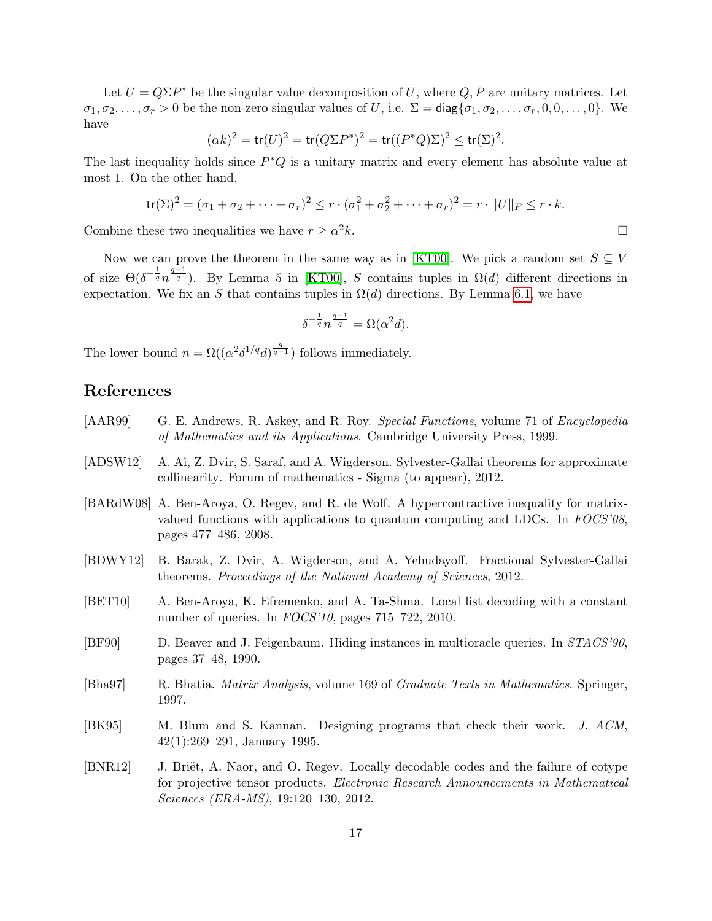Let $U = Q\Sigma P^*$ be the singular value decomposition of $U$, where $Q, P$ are unitary matrices. Let $\sigma_1, \sigma_2, \ldots, \sigma_r > 0$ be the non-zero singular values of $U$, i.e. $\Sigma = \mathsf{diag}\{\sigma_1, \sigma_2, \ldots, \sigma_r, 0, 0, \ldots, 0\}$. We have

$$(\alpha k)^2 = \mathsf{tr}(U)^2 = \mathsf{tr}(Q\Sigma P^*)^2 = \mathsf{tr}((P^*Q)\Sigma)^2 \le \mathsf{tr}(\Sigma)^2.$$

The last inequality holds since $P^*Q$ is a unitary matrix and every element has absolute value at most 1. On the other hand,

$$\mathsf{tr}(\Sigma)^2 = (\sigma_1 + \sigma_2 + \cdots + \sigma_r)^2 \le r \cdot (\sigma_1^2 + \sigma_2^2 + \cdots + \sigma_r)^2 = r \cdot \|U\|_F \le r \cdot k.$$

Combine these two inequalities we have $r \ge \alpha^2 k$. □

Now we can prove the theorem in the same way as in [KT00]. We pick a random set $S \subseteq V$ of size $\Theta(\delta^{-\frac{1}{q}} n^{\frac{q-1}{q}})$. By Lemma 5 in [KT00], $S$ contains tuples in $\Omega(d)$ different directions in expectation. We fix an $S$ that contains tuples in $\Omega(d)$ directions. By Lemma 6.1, we have

$$\delta^{-\frac{1}{q}} n^{\frac{q-1}{q}} = \Omega(\alpha^2 d).$$

The lower bound $n = \Omega((\alpha^2 \delta^{1/q} d)^{\frac{q}{q-1}})$ follows immediately.

## References

[AAR99] G. E. Andrews, R. Askey, and R. Roy. *Special Functions*, volume 71 of *Encyclopedia of Mathematics and its Applications*. Cambridge University Press, 1999.

[ADSW12] A. Ai, Z. Dvir, S. Saraf, and A. Wigderson. Sylvester-Gallai theorems for approximate collinearity. Forum of mathematics - Sigma (to appear), 2012.

[BARdW08] A. Ben-Aroya, O. Regev, and R. de Wolf. A hypercontractive inequality for matrix-valued functions with applications to quantum computing and LDCs. In *FOCS'08*, pages 477–486, 2008.

[BDWY12] B. Barak, Z. Dvir, A. Wigderson, and A. Yehudayoff. Fractional Sylvester-Gallai theorems. *Proceedings of the National Academy of Sciences*, 2012.

[BET10] A. Ben-Aroya, K. Efremenko, and A. Ta-Shma. Local list decoding with a constant number of queries. In *FOCS'10*, pages 715–722, 2010.

[BF90] D. Beaver and J. Feigenbaum. Hiding instances in multioracle queries. In *STACS'90*, pages 37–48, 1990.

[Bha97] R. Bhatia. *Matrix Analysis*, volume 169 of *Graduate Texts in Mathematics*. Springer, 1997.

[BK95] M. Blum and S. Kannan. Designing programs that check their work. *J. ACM*, 42(1):269–291, January 1995.

[BNR12] J. Briët, A. Naor, and O. Regev. Locally decodable codes and the failure of cotype for projective tensor products. *Electronic Research Announcements in Mathematical Sciences (ERA-MS)*, 19:120–130, 2012.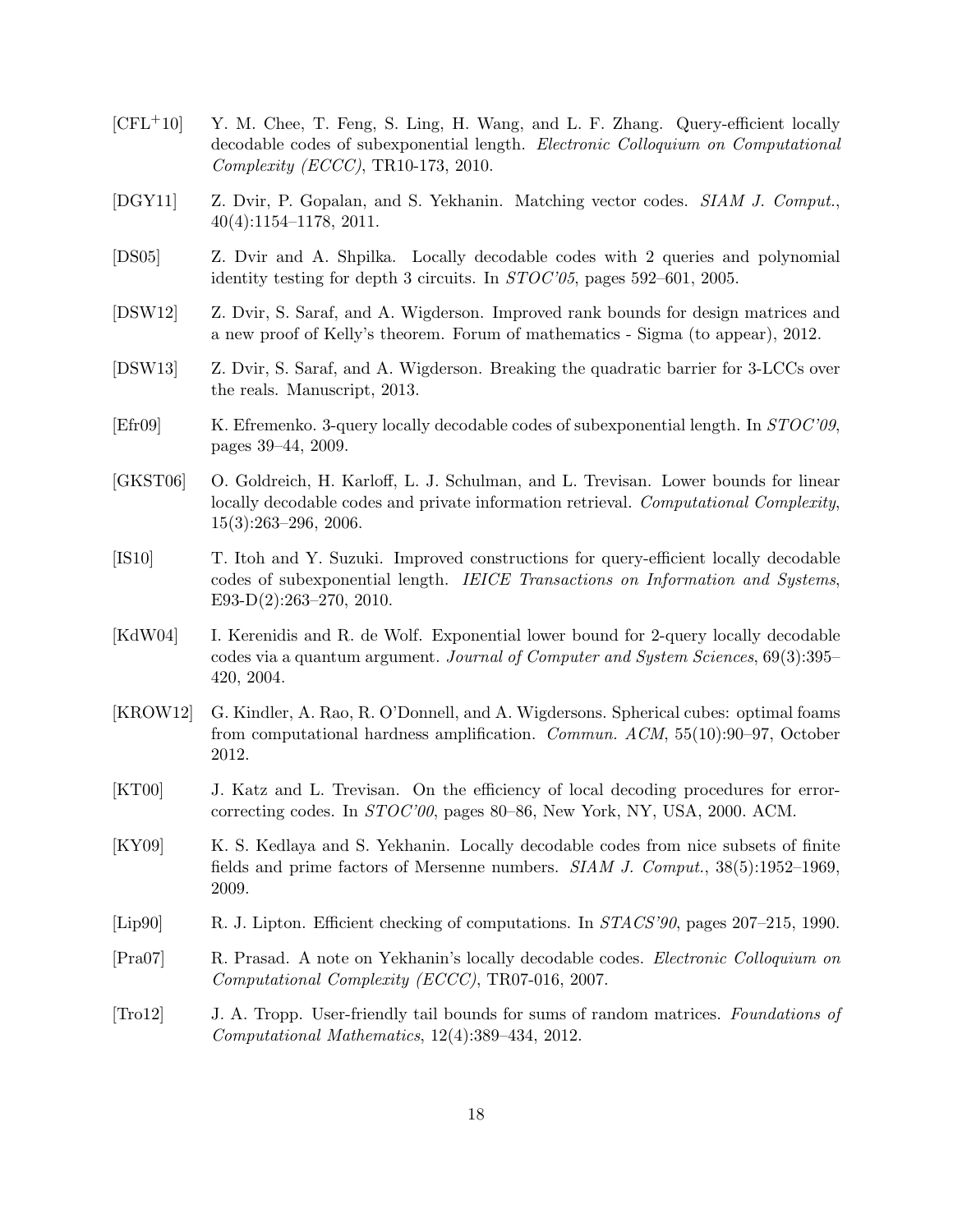[CFL[+]10] Y. M. Chee, T. Feng, S. Ling, H. Wang, and L. F. Zhang. Query-efficient locally decodable codes of subexponential length. *Electronic Colloquium on Computational Complexity (ECCC)*, TR10-173, 2010.

[DGY11] Z. Dvir, P. Gopalan, and S. Yekhanin. Matching vector codes. *SIAM J. Comput.*, 40(4):1154–1178, 2011.

[DS05] Z. Dvir and A. Shpilka. Locally decodable codes with 2 queries and polynomial identity testing for depth 3 circuits. In *STOC'05*, pages 592–601, 2005.

[DSW12] Z. Dvir, S. Saraf, and A. Wigderson. Improved rank bounds for design matrices and a new proof of Kelly's theorem. Forum of mathematics - Sigma (to appear), 2012.

[DSW13] Z. Dvir, S. Saraf, and A. Wigderson. Breaking the quadratic barrier for 3-LCCs over the reals. Manuscript, 2013.

[Efr09] K. Efremenko. 3-query locally decodable codes of subexponential length. In *STOC'09*, pages 39–44, 2009.

[GKST06] O. Goldreich, H. Karloff, L. J. Schulman, and L. Trevisan. Lower bounds for linear locally decodable codes and private information retrieval. *Computational Complexity*, 15(3):263–296, 2006.

[IS10] T. Itoh and Y. Suzuki. Improved constructions for query-efficient locally decodable codes of subexponential length. *IEICE Transactions on Information and Systems*, E93-D(2):263–270, 2010.

[KdW04] I. Kerenidis and R. de Wolf. Exponential lower bound for 2-query locally decodable codes via a quantum argument. *Journal of Computer and System Sciences*, 69(3):395–420, 2004.

[KROW12] G. Kindler, A. Rao, R. O'Donnell, and A. Wigdersons. Spherical cubes: optimal foams from computational hardness amplification. *Commun. ACM*, 55(10):90–97, October 2012.

[KT00] J. Katz and L. Trevisan. On the efficiency of local decoding procedures for error-correcting codes. In *STOC'00*, pages 80–86, New York, NY, USA, 2000. ACM.

[KY09] K. S. Kedlaya and S. Yekhanin. Locally decodable codes from nice subsets of finite fields and prime factors of Mersenne numbers. *SIAM J. Comput.*, 38(5):1952–1969, 2009.

[Lip90] R. J. Lipton. Efficient checking of computations. In *STACS'90*, pages 207–215, 1990.

[Pra07] R. Prasad. A note on Yekhanin's locally decodable codes. *Electronic Colloquium on Computational Complexity (ECCC)*, TR07-016, 2007.

[Tro12] J. A. Tropp. User-friendly tail bounds for sums of random matrices. *Foundations of Computational Mathematics*, 12(4):389–434, 2012.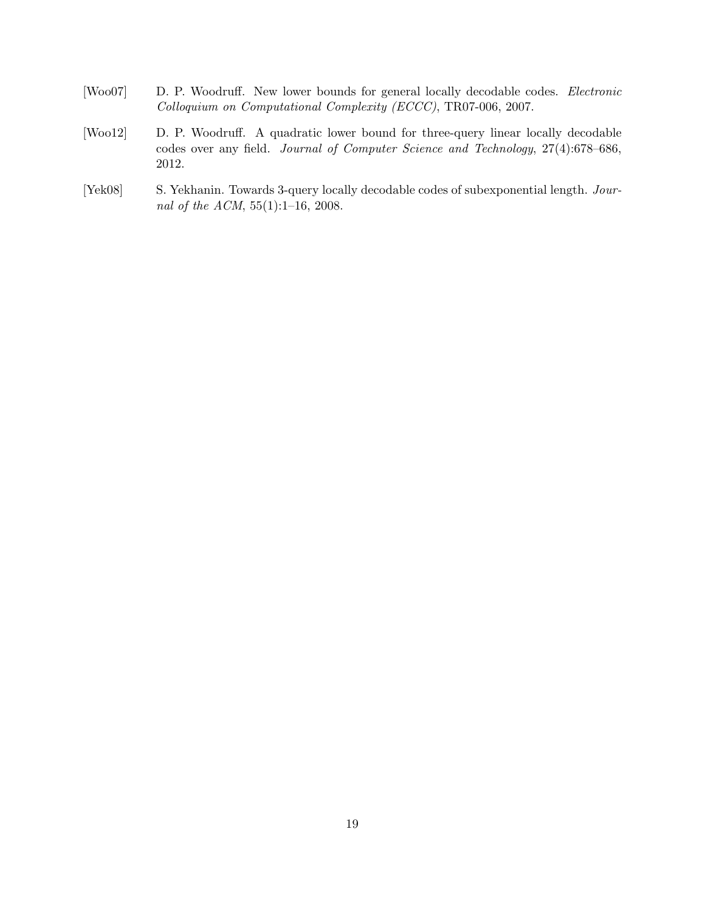[Woo07] D. P. Woodruff. New lower bounds for general locally decodable codes. *Electronic Colloquium on Computational Complexity (ECCC)*, TR07-006, 2007.

[Woo12] D. P. Woodruff. A quadratic lower bound for three-query linear locally decodable codes over any field. *Journal of Computer Science and Technology*, 27(4):678–686, 2012.

[Yek08] S. Yekhanin. Towards 3-query locally decodable codes of subexponential length. *Journal of the ACM*, 55(1):1–16, 2008.